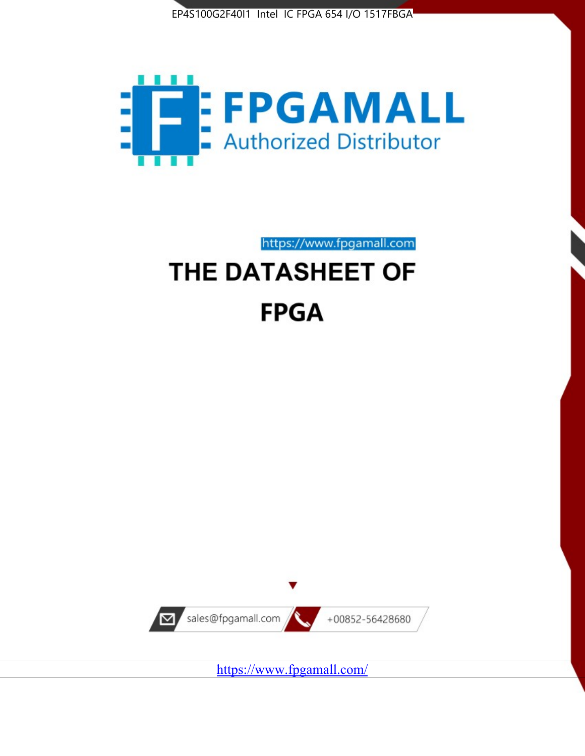EP4S100G2F40I1 Intel IC FPGA 654 I/O 1517FBGA

FPGAMALL

Authorized Distributor

https://www.fpgamall.com

# THE DATASHEET OF

# FPGA

sales@fpgamall.com

+00852-56428680

https://www.fpgamall.com/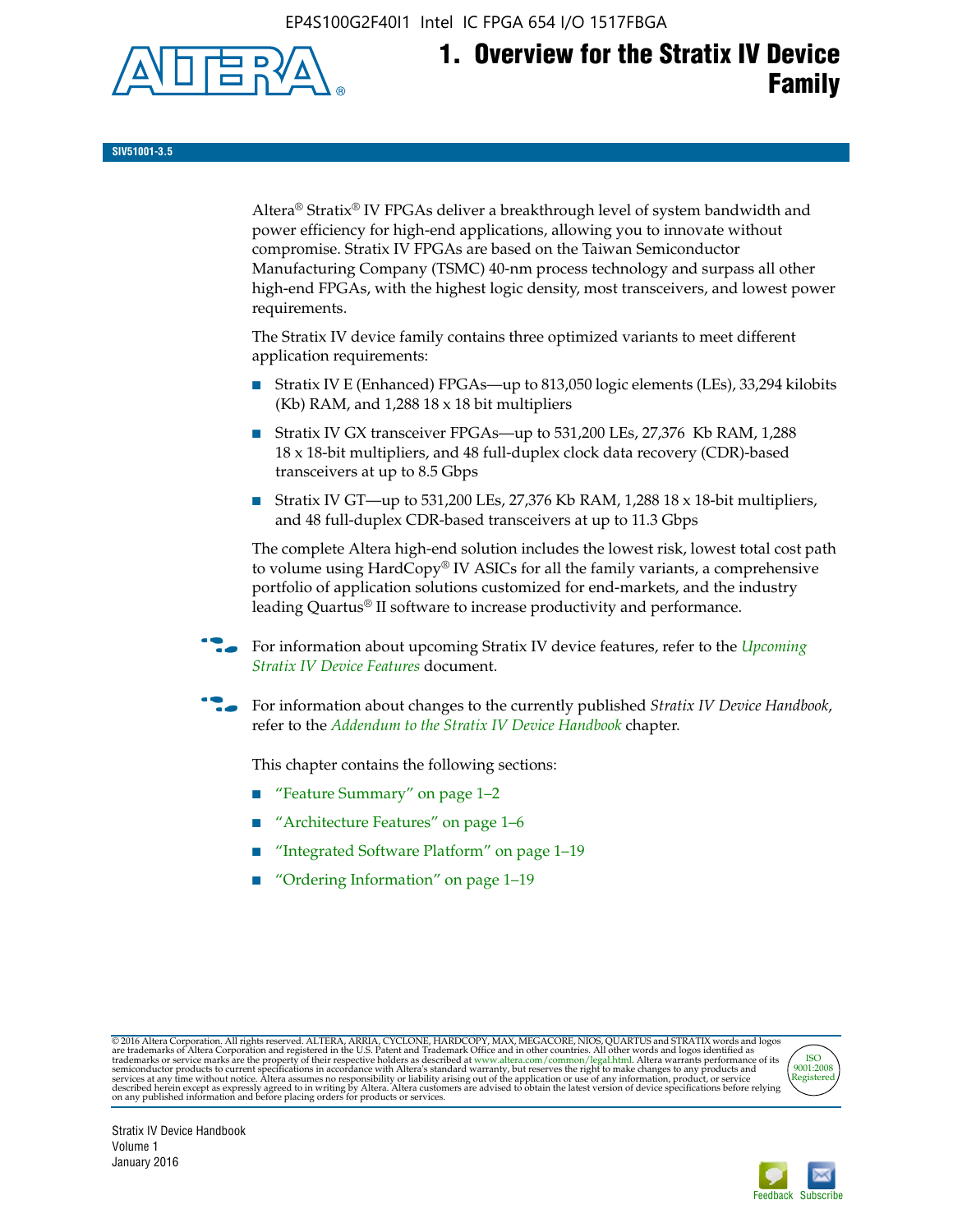# 1. Overview for the Stratix IV Device Family

SIV51001-3.5

Altera® Stratix® IV FPGAs deliver a breakthrough level of system bandwidth and power efficiency for high-end applications, allowing you to innovate without compromise. Stratix IV FPGAs are based on the Taiwan Semiconductor Manufacturing Company (TSMC) 40-nm process technology and surpass all other high-end FPGAs, with the highest logic density, most transceivers, and lowest power requirements.

The Stratix IV device family contains three optimized variants to meet different application requirements:

- Stratix IV E (Enhanced) FPGAs—up to 813,050 logic elements (LEs), 33,294 kilobits (Kb) RAM, and 1,288 18 x 18 bit multipliers
- Stratix IV GX transceiver FPGAs—up to 531,200 LEs, 27,376 Kb RAM, 1,288 18 x 18-bit multipliers, and 48 full-duplex clock data recovery (CDR)-based transceivers at up to 8.5 Gbps
- Stratix IV GT—up to 531,200 LEs, 27,376 Kb RAM, 1,288 18 x 18-bit multipliers, and 48 full-duplex CDR-based transceivers at up to 11.3 Gbps

The complete Altera high-end solution includes the lowest risk, lowest total cost path to volume using HardCopy® IV ASICs for all the family variants, a comprehensive portfolio of application solutions customized for end-markets, and the industry leading Quartus® II software to increase productivity and performance.

For information about upcoming Stratix IV device features, refer to the *Upcoming Stratix IV Device Features* document.

For information about changes to the currently published *Stratix IV Device Handbook*, refer to the *Addendum to the Stratix IV Device Handbook* chapter.

This chapter contains the following sections:

- "Feature Summary" on page 1–2
- "Architecture Features" on page 1–6
- "Integrated Software Platform" on page 1–19
- "Ordering Information" on page 1–19

© 2016 Altera Corporation. All rights reserved. ALTERA, ARRIA, CYCLONE, HARDCOPY, MAX, MEGACORE, NIOS, QUARTUS and STRATIX words and logos are trademarks of Altera Corporation and registered in the U.S. Patent and Trademark Office and in other countries. All other words and logos identified as trademarks or service marks are the property of their respective holders as described at www.altera.com/common/legal.html. Altera warrants performance of its semiconductor products to current specifications in accordance with Altera's standard warranty, but reserves the right to make changes to any products and services at any time without notice. Altera assumes no responsibility or liability arising out of the application or use of any information, product, or service described herein except as expressly agreed to in writing by Altera. Altera customers are advised to obtain the latest version of device specifications before relying on any published information and before placing orders for products or services.

ISO 9001:2008 Registered

Stratix IV Device Handbook
Volume 1
January 2016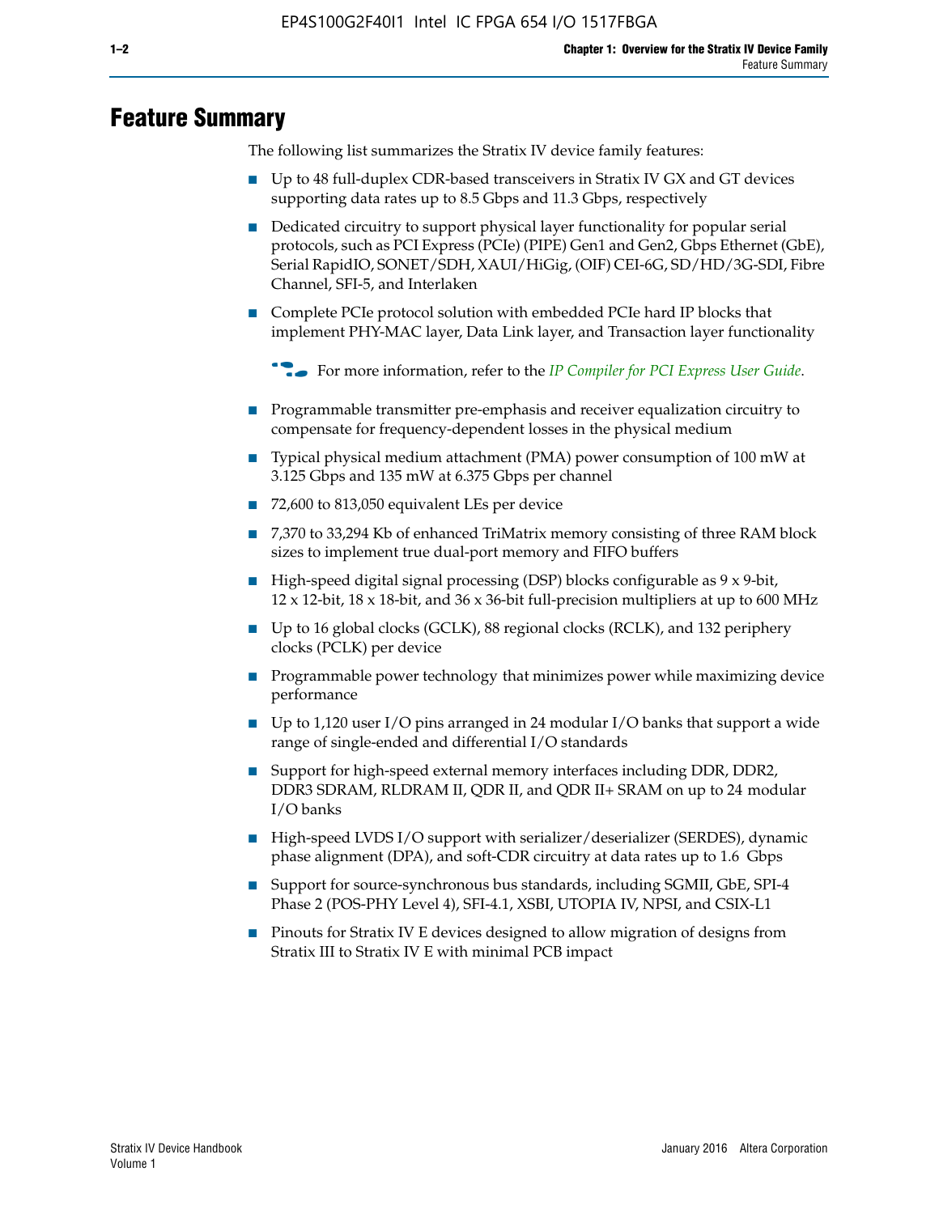# Feature Summary

The following list summarizes the Stratix IV device family features:

- Up to 48 full-duplex CDR-based transceivers in Stratix IV GX and GT devices supporting data rates up to 8.5 Gbps and 11.3 Gbps, respectively
- Dedicated circuitry to support physical layer functionality for popular serial protocols, such as PCI Express (PCIe) (PIPE) Gen1 and Gen2, Gbps Ethernet (GbE), Serial RapidIO, SONET/SDH, XAUI/HiGig, (OIF) CEI-6G, SD/HD/3G-SDI, Fibre Channel, SFI-5, and Interlaken
- Complete PCIe protocol solution with embedded PCIe hard IP blocks that implement PHY-MAC layer, Data Link layer, and Transaction layer functionality

  For more information, refer to the *IP Compiler for PCI Express User Guide*.

- Programmable transmitter pre-emphasis and receiver equalization circuitry to compensate for frequency-dependent losses in the physical medium
- Typical physical medium attachment (PMA) power consumption of 100 mW at 3.125 Gbps and 135 mW at 6.375 Gbps per channel
- 72,600 to 813,050 equivalent LEs per device
- 7,370 to 33,294 Kb of enhanced TriMatrix memory consisting of three RAM block sizes to implement true dual-port memory and FIFO buffers
- High-speed digital signal processing (DSP) blocks configurable as 9 x 9-bit, 12 x 12-bit, 18 x 18-bit, and 36 x 36-bit full-precision multipliers at up to 600 MHz
- Up to 16 global clocks (GCLK), 88 regional clocks (RCLK), and 132 periphery clocks (PCLK) per device
- Programmable power technology that minimizes power while maximizing device performance
- Up to 1,120 user I/O pins arranged in 24 modular I/O banks that support a wide range of single-ended and differential I/O standards
- Support for high-speed external memory interfaces including DDR, DDR2, DDR3 SDRAM, RLDRAM II, QDR II, and QDR II+ SRAM on up to 24 modular I/O banks
- High-speed LVDS I/O support with serializer/deserializer (SERDES), dynamic phase alignment (DPA), and soft-CDR circuitry at data rates up to 1.6 Gbps
- Support for source-synchronous bus standards, including SGMII, GbE, SPI-4 Phase 2 (POS-PHY Level 4), SFI-4.1, XSBI, UTOPIA IV, NPSI, and CSIX-L1
- Pinouts for Stratix IV E devices designed to allow migration of designs from Stratix III to Stratix IV E with minimal PCB impact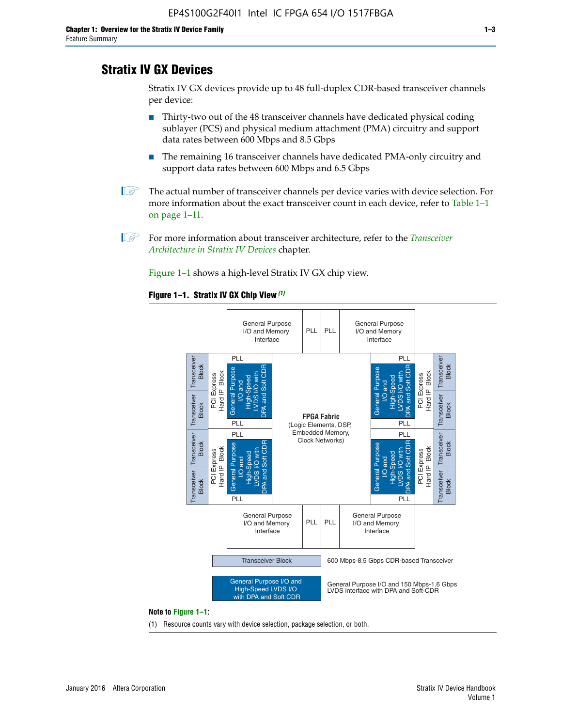## Stratix IV GX Devices

Stratix IV GX devices provide up to 48 full-duplex CDR-based transceiver channels per device:

- Thirty-two out of the 48 transceiver channels have dedicated physical coding sublayer (PCS) and physical medium attachment (PMA) circuitry and support data rates between 600 Mbps and 8.5 Gbps
- The remaining 16 transceiver channels have dedicated PMA-only circuitry and support data rates between 600 Mbps and 6.5 Gbps

The actual number of transceiver channels per device varies with device selection. For more information about the exact transceiver count in each device, refer to Table 1–1 on page 1–11.

For more information about transceiver architecture, refer to the *Transceiver Architecture in Stratix IV Devices* chapter.

Figure 1–1 shows a high-level Stratix IV GX chip view.

**Figure 1–1. Stratix IV GX Chip View** *(1)*

Transceiver Block — 600 Mbps-8.5 Gbps CDR-based Transceiver

General Purpose I/O and High-Speed LVDS I/O with DPA and Soft CDR — General Purpose I/O and 150 Mbps-1.6 Gbps LVDS interface with DPA and Soft-CDR

**Note to Figure 1–1:**

(1) Resource counts vary with device selection, package selection, or both.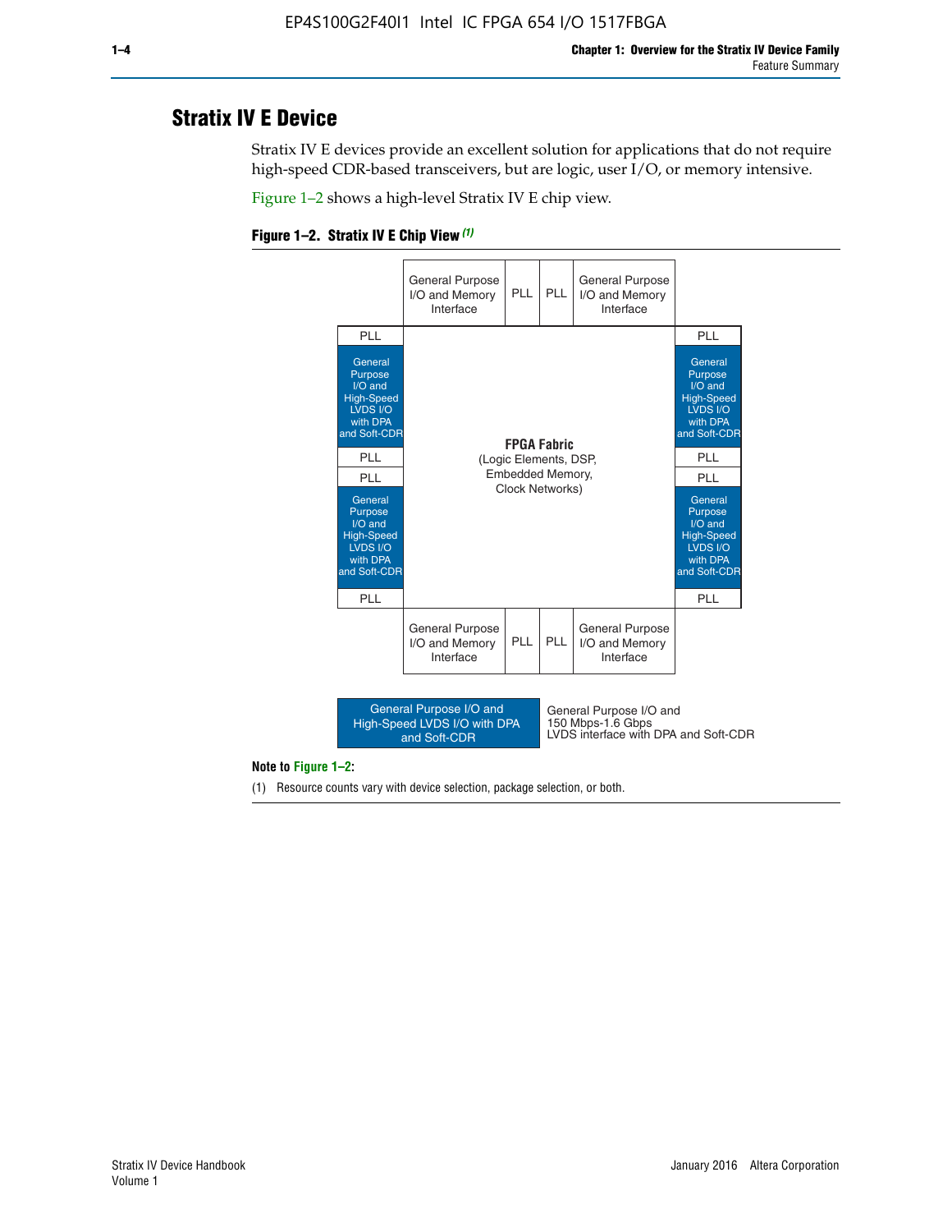## Stratix IV E Device

Stratix IV E devices provide an excellent solution for applications that do not require high-speed CDR-based transceivers, but are logic, user I/O, or memory intensive.

Figure 1–2 shows a high-level Stratix IV E chip view.

**Figure 1–2. Stratix IV E Chip View** *(1)*

General Purpose I/O and Memory Interface | PLL | PLL | General Purpose I/O and Memory Interface

PLL | General Purpose I/O and High-Speed LVDS I/O with DPA and Soft-CDR | PLL | PLL | General Purpose I/O and High-Speed LVDS I/O with DPA and Soft-CDR | PLL

**FPGA Fabric**
(Logic Elements, DSP, Embedded Memory, Clock Networks)

PLL | General Purpose I/O and High-Speed LVDS I/O with DPA and Soft-CDR | PLL | PLL | General Purpose I/O and High-Speed LVDS I/O with DPA and Soft-CDR | PLL

General Purpose I/O and Memory Interface | PLL | PLL | General Purpose I/O and Memory Interface

General Purpose I/O and High-Speed LVDS I/O with DPA and Soft-CDR — General Purpose I/O and 150 Mbps-1.6 Gbps LVDS interface with DPA and Soft-CDR

**Note to Figure 1–2:**

(1) Resource counts vary with device selection, package selection, or both.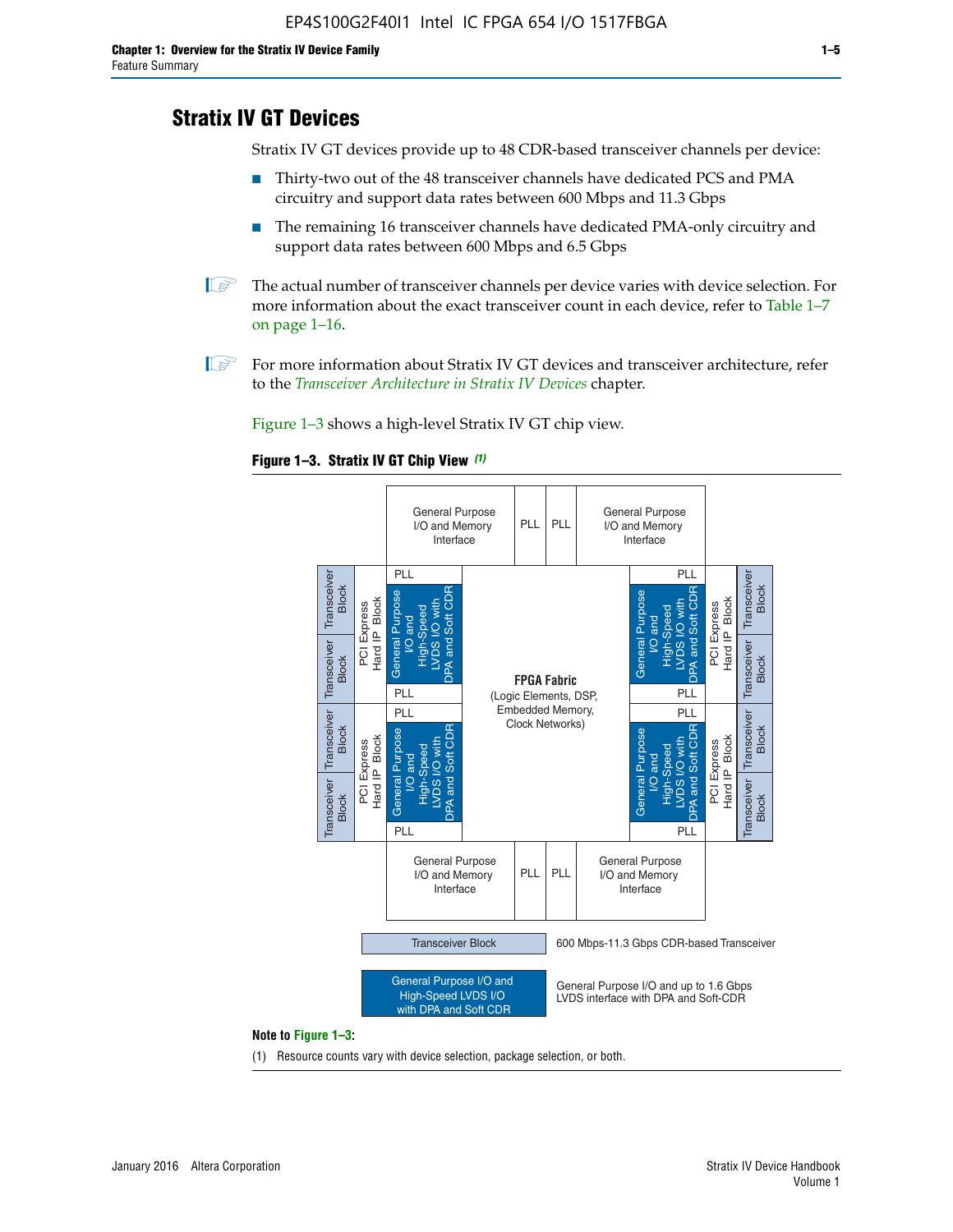## Stratix IV GT Devices

Stratix IV GT devices provide up to 48 CDR-based transceiver channels per device:

- Thirty-two out of the 48 transceiver channels have dedicated PCS and PMA circuitry and support data rates between 600 Mbps and 11.3 Gbps
- The remaining 16 transceiver channels have dedicated PMA-only circuitry and support data rates between 600 Mbps and 6.5 Gbps

The actual number of transceiver channels per device varies with device selection. For more information about the exact transceiver count in each device, refer to Table 1–7 on page 1–16.

For more information about Stratix IV GT devices and transceiver architecture, refer to the *Transceiver Architecture in Stratix IV Devices* chapter.

Figure 1–3 shows a high-level Stratix IV GT chip view.

**Figure 1–3. Stratix IV GT Chip View** *(1)*

General Purpose I/O and Memory Interface | PLL | PLL | General Purpose I/O and Memory Interface

Transceiver Block | Transceiver Block | PCI Express Hard IP Block | PLL | General Purpose I/O and High-Speed LVDS I/O with DPA and Soft CDR | PLL

**FPGA Fabric** (Logic Elements, DSP, Embedded Memory, Clock Networks)

Transceiver Block — 600 Mbps-11.3 Gbps CDR-based Transceiver

General Purpose I/O and High-Speed LVDS I/O with DPA and Soft CDR — General Purpose I/O and up to 1.6 Gbps LVDS interface with DPA and Soft-CDR

**Note to Figure 1–3:**

(1) Resource counts vary with device selection, package selection, or both.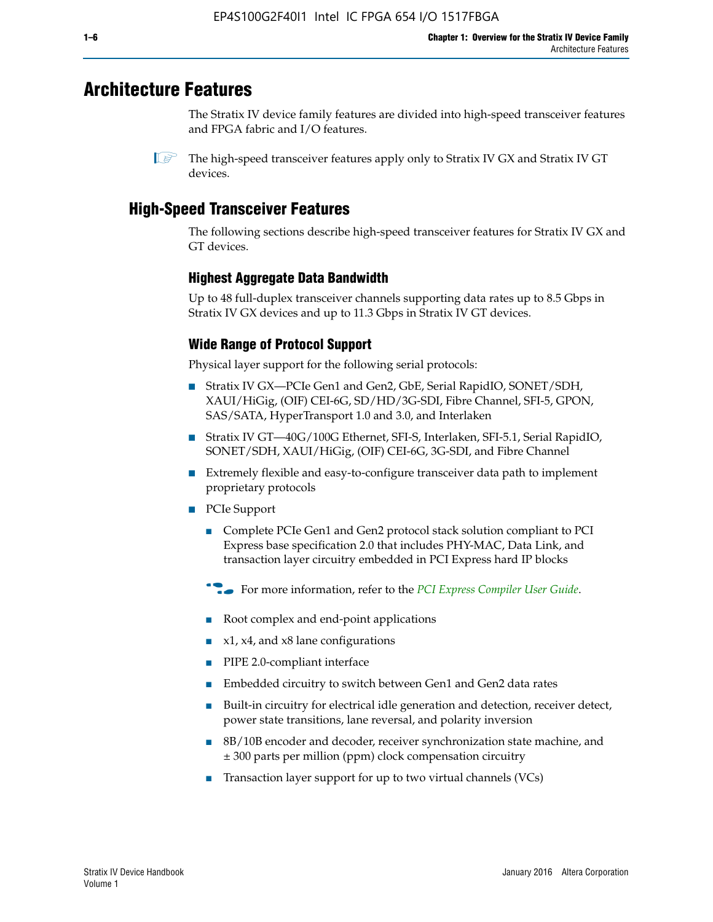# Architecture Features

The Stratix IV device family features are divided into high-speed transceiver features and FPGA fabric and I/O features.

The high-speed transceiver features apply only to Stratix IV GX and Stratix IV GT devices.

## High-Speed Transceiver Features

The following sections describe high-speed transceiver features for Stratix IV GX and GT devices.

### Highest Aggregate Data Bandwidth

Up to 48 full-duplex transceiver channels supporting data rates up to 8.5 Gbps in Stratix IV GX devices and up to 11.3 Gbps in Stratix IV GT devices.

### Wide Range of Protocol Support

Physical layer support for the following serial protocols:

- Stratix IV GX—PCIe Gen1 and Gen2, GbE, Serial RapidIO, SONET/SDH, XAUI/HiGig, (OIF) CEI-6G, SD/HD/3G-SDI, Fibre Channel, SFI-5, GPON, SAS/SATA, HyperTransport 1.0 and 3.0, and Interlaken
- Stratix IV GT—40G/100G Ethernet, SFI-S, Interlaken, SFI-5.1, Serial RapidIO, SONET/SDH, XAUI/HiGig, (OIF) CEI-6G, 3G-SDI, and Fibre Channel
- Extremely flexible and easy-to-configure transceiver data path to implement proprietary protocols
- PCIe Support
  - Complete PCIe Gen1 and Gen2 protocol stack solution compliant to PCI Express base specification 2.0 that includes PHY-MAC, Data Link, and transaction layer circuitry embedded in PCI Express hard IP blocks

    For more information, refer to the *PCI Express Compiler User Guide*.

  - Root complex and end-point applications
  - x1, x4, and x8 lane configurations
  - PIPE 2.0-compliant interface
  - Embedded circuitry to switch between Gen1 and Gen2 data rates
  - Built-in circuitry for electrical idle generation and detection, receiver detect, power state transitions, lane reversal, and polarity inversion
  - 8B/10B encoder and decoder, receiver synchronization state machine, and ± 300 parts per million (ppm) clock compensation circuitry
  - Transaction layer support for up to two virtual channels (VCs)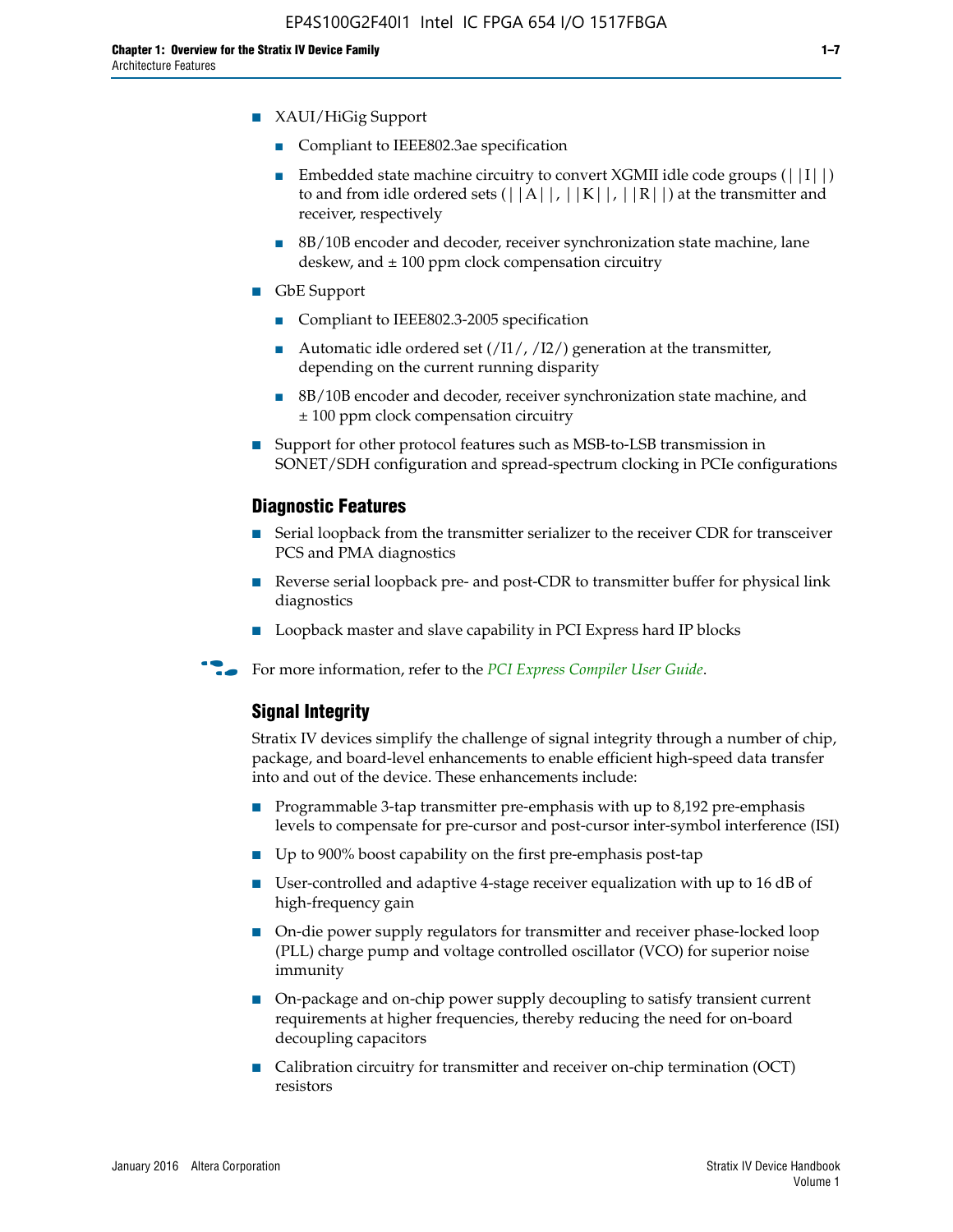- XAUI/HiGig Support
  - Compliant to IEEE802.3ae specification
  - Embedded state machine circuitry to convert XGMII idle code groups (||I||) to and from idle ordered sets (||A||, ||K||, ||R||) at the transmitter and receiver, respectively
  - 8B/10B encoder and decoder, receiver synchronization state machine, lane deskew, and ± 100 ppm clock compensation circuitry
- GbE Support
  - Compliant to IEEE802.3-2005 specification
  - Automatic idle ordered set (/I1/, /I2/) generation at the transmitter, depending on the current running disparity
  - 8B/10B encoder and decoder, receiver synchronization state machine, and ± 100 ppm clock compensation circuitry
- Support for other protocol features such as MSB-to-LSB transmission in SONET/SDH configuration and spread-spectrum clocking in PCIe configurations

### Diagnostic Features

- Serial loopback from the transmitter serializer to the receiver CDR for transceiver PCS and PMA diagnostics
- Reverse serial loopback pre- and post-CDR to transmitter buffer for physical link diagnostics
- Loopback master and slave capability in PCI Express hard IP blocks

For more information, refer to the *PCI Express Compiler User Guide*.

### Signal Integrity

Stratix IV devices simplify the challenge of signal integrity through a number of chip, package, and board-level enhancements to enable efficient high-speed data transfer into and out of the device. These enhancements include:

- Programmable 3-tap transmitter pre-emphasis with up to 8,192 pre-emphasis levels to compensate for pre-cursor and post-cursor inter-symbol interference (ISI)
- Up to 900% boost capability on the first pre-emphasis post-tap
- User-controlled and adaptive 4-stage receiver equalization with up to 16 dB of high-frequency gain
- On-die power supply regulators for transmitter and receiver phase-locked loop (PLL) charge pump and voltage controlled oscillator (VCO) for superior noise immunity
- On-package and on-chip power supply decoupling to satisfy transient current requirements at higher frequencies, thereby reducing the need for on-board decoupling capacitors
- Calibration circuitry for transmitter and receiver on-chip termination (OCT) resistors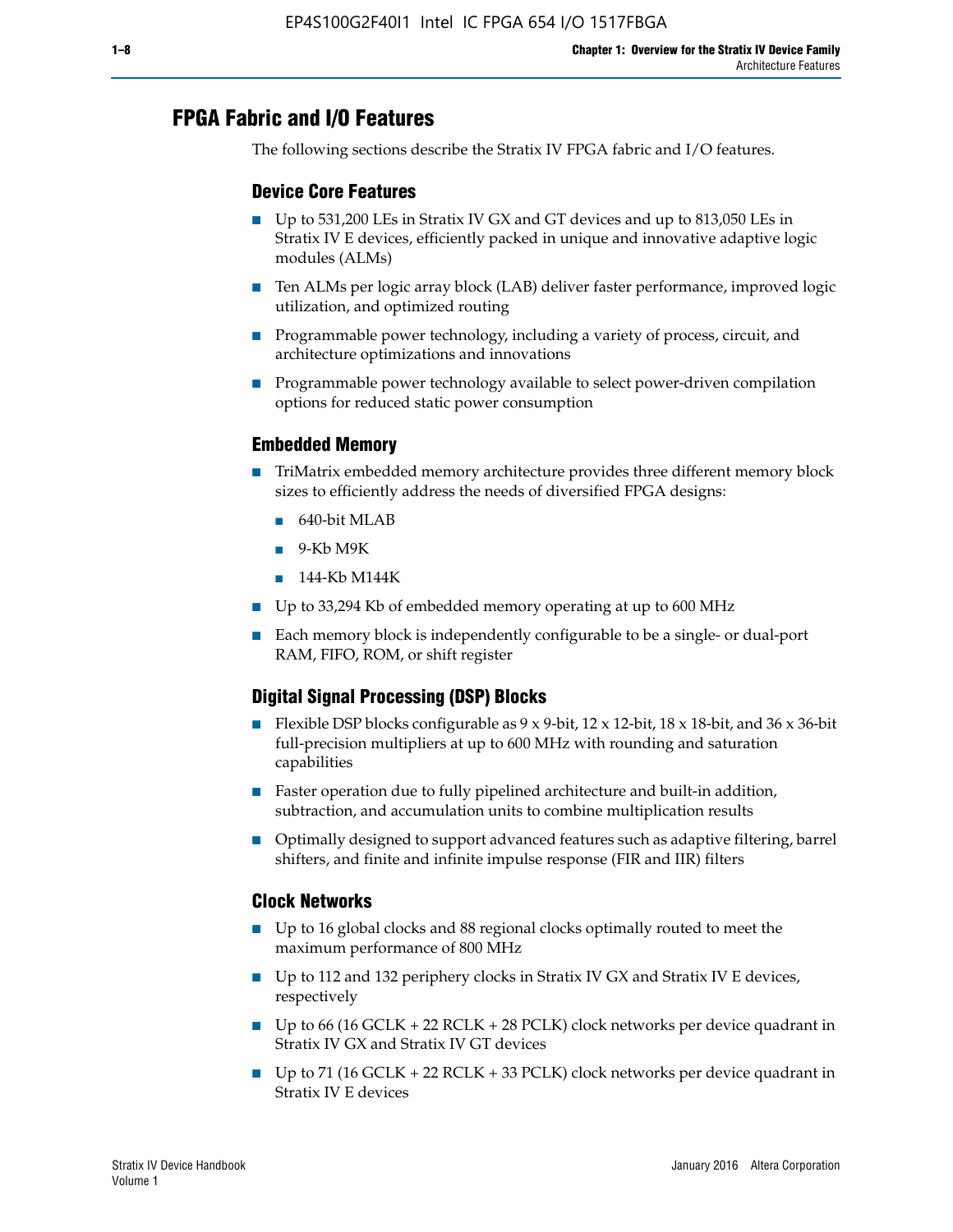## FPGA Fabric and I/O Features

The following sections describe the Stratix IV FPGA fabric and I/O features.

### Device Core Features

- Up to 531,200 LEs in Stratix IV GX and GT devices and up to 813,050 LEs in Stratix IV E devices, efficiently packed in unique and innovative adaptive logic modules (ALMs)
- Ten ALMs per logic array block (LAB) deliver faster performance, improved logic utilization, and optimized routing
- Programmable power technology, including a variety of process, circuit, and architecture optimizations and innovations
- Programmable power technology available to select power-driven compilation options for reduced static power consumption

### Embedded Memory

- TriMatrix embedded memory architecture provides three different memory block sizes to efficiently address the needs of diversified FPGA designs:
  - 640-bit MLAB
  - 9-Kb M9K
  - 144-Kb M144K
- Up to 33,294 Kb of embedded memory operating at up to 600 MHz
- Each memory block is independently configurable to be a single- or dual-port RAM, FIFO, ROM, or shift register

### Digital Signal Processing (DSP) Blocks

- Flexible DSP blocks configurable as 9 x 9-bit, 12 x 12-bit, 18 x 18-bit, and 36 x 36-bit full-precision multipliers at up to 600 MHz with rounding and saturation capabilities
- Faster operation due to fully pipelined architecture and built-in addition, subtraction, and accumulation units to combine multiplication results
- Optimally designed to support advanced features such as adaptive filtering, barrel shifters, and finite and infinite impulse response (FIR and IIR) filters

### Clock Networks

- Up to 16 global clocks and 88 regional clocks optimally routed to meet the maximum performance of 800 MHz
- Up to 112 and 132 periphery clocks in Stratix IV GX and Stratix IV E devices, respectively
- Up to 66 (16 GCLK + 22 RCLK + 28 PCLK) clock networks per device quadrant in Stratix IV GX and Stratix IV GT devices
- Up to 71 (16 GCLK + 22 RCLK + 33 PCLK) clock networks per device quadrant in Stratix IV E devices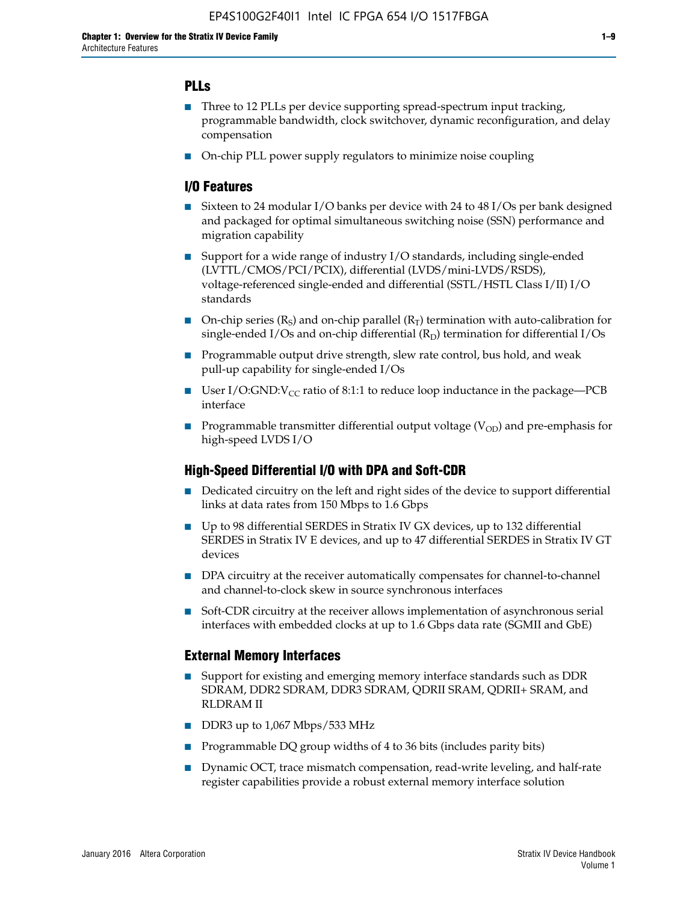## PLLs

- Three to 12 PLLs per device supporting spread-spectrum input tracking, programmable bandwidth, clock switchover, dynamic reconfiguration, and delay compensation
- On-chip PLL power supply regulators to minimize noise coupling

## I/O Features

- Sixteen to 24 modular I/O banks per device with 24 to 48 I/Os per bank designed and packaged for optimal simultaneous switching noise (SSN) performance and migration capability
- Support for a wide range of industry I/O standards, including single-ended (LVTTL/CMOS/PCI/PCIX), differential (LVDS/mini-LVDS/RSDS), voltage-referenced single-ended and differential (SSTL/HSTL Class I/II) I/O standards
- On-chip series ($R_S$) and on-chip parallel ($R_T$) termination with auto-calibration for single-ended I/Os and on-chip differential ($R_D$) termination for differential I/Os
- Programmable output drive strength, slew rate control, bus hold, and weak pull-up capability for single-ended I/Os
- User I/O:GND:$V_{CC}$ ratio of 8:1:1 to reduce loop inductance in the package—PCB interface
- Programmable transmitter differential output voltage ($V_{OD}$) and pre-emphasis for high-speed LVDS I/O

## High-Speed Differential I/O with DPA and Soft-CDR

- Dedicated circuitry on the left and right sides of the device to support differential links at data rates from 150 Mbps to 1.6 Gbps
- Up to 98 differential SERDES in Stratix IV GX devices, up to 132 differential SERDES in Stratix IV E devices, and up to 47 differential SERDES in Stratix IV GT devices
- DPA circuitry at the receiver automatically compensates for channel-to-channel and channel-to-clock skew in source synchronous interfaces
- Soft-CDR circuitry at the receiver allows implementation of asynchronous serial interfaces with embedded clocks at up to 1.6 Gbps data rate (SGMII and GbE)

## External Memory Interfaces

- Support for existing and emerging memory interface standards such as DDR SDRAM, DDR2 SDRAM, DDR3 SDRAM, QDRII SRAM, QDRII+ SRAM, and RLDRAM II
- DDR3 up to 1,067 Mbps/533 MHz
- Programmable DQ group widths of 4 to 36 bits (includes parity bits)
- Dynamic OCT, trace mismatch compensation, read-write leveling, and half-rate register capabilities provide a robust external memory interface solution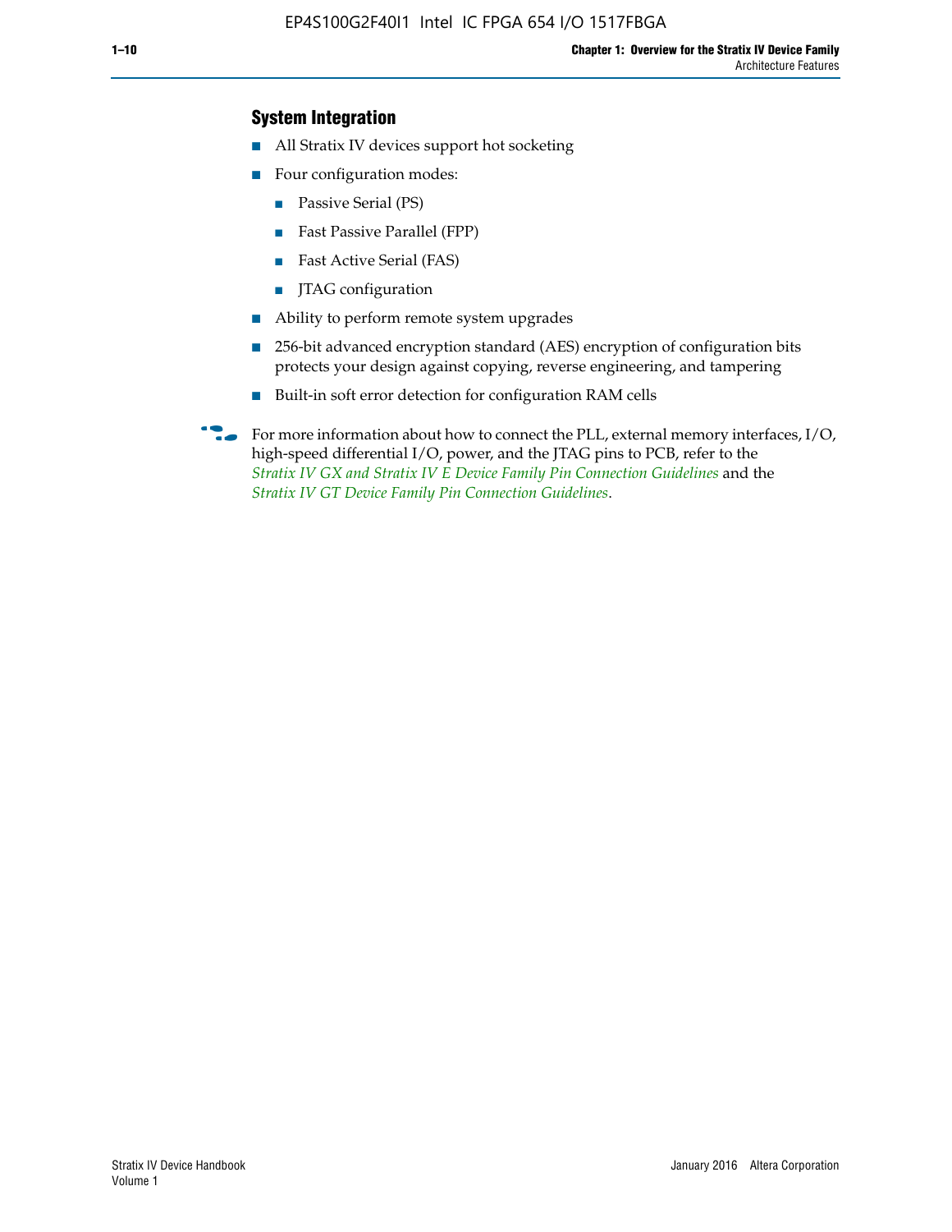### System Integration

- All Stratix IV devices support hot socketing
- Four configuration modes:
  - Passive Serial (PS)
  - Fast Passive Parallel (FPP)
  - Fast Active Serial (FAS)
  - JTAG configuration
- Ability to perform remote system upgrades
- 256-bit advanced encryption standard (AES) encryption of configuration bits protects your design against copying, reverse engineering, and tampering
- Built-in soft error detection for configuration RAM cells

For more information about how to connect the PLL, external memory interfaces, I/O, high-speed differential I/O, power, and the JTAG pins to PCB, refer to the *Stratix IV GX and Stratix IV E Device Family Pin Connection Guidelines* and the *Stratix IV GT Device Family Pin Connection Guidelines*.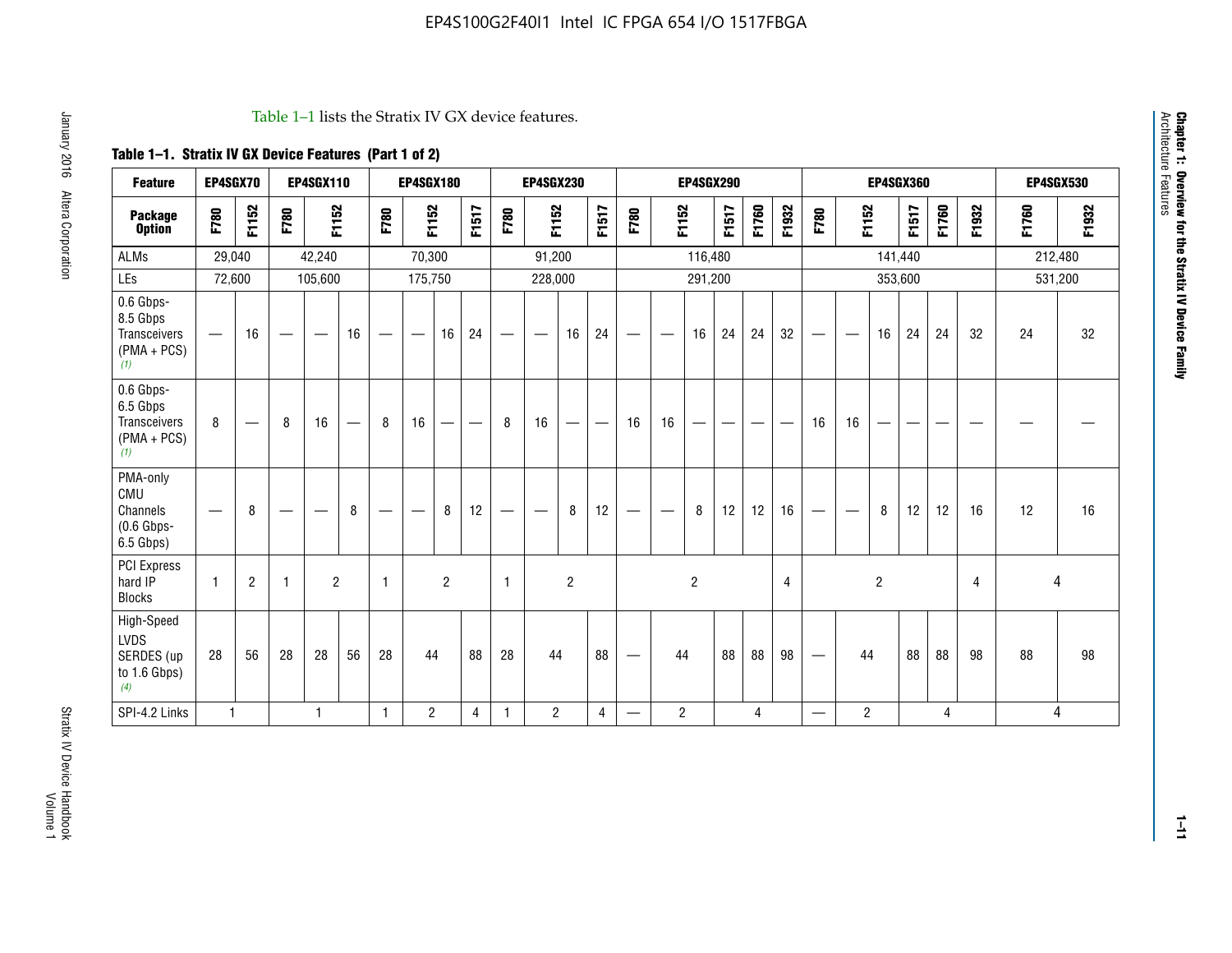Table 1–1 lists the Stratix IV GX device features.

**Table 1–1. Stratix IV GX Device Features (Part 1 of 2)**

| Feature | EP4SGX70 | | EP4SGX110 | | | EP4SGX180 | | | | EP4SGX230 | | | | EP4SGX290 | | | | | | EP4SGX360 | | | | | | EP4SGX530 | |
|---|---|---|---|---|---|---|---|---|---|---|---|---|---|---|---|---|---|---|---|---|---|---|---|---|---|---|---|
| **Package Option** | F780 | F1152 | F780 | F1152 | | F780 | F1152 | | F1517 | F780 | F1152 | | F1517 | F780 | F1152 | | F1517 | F1760 | F1932 | F780 | F1152 | | F1517 | F1760 | F1932 | F1760 | F1932 |
| ALMs | 29,040 | | 42,240 | | | 70,300 | | | | 91,200 | | | | 116,480 | | | | | | 141,440 | | | | | | 212,480 | |
| LEs | 72,600 | | 105,600 | | | 175,750 | | | | 228,000 | | | | 291,200 | | | | | | 353,600 | | | | | | 531,200 | |
| 0.6 Gbps-8.5 Gbps Transceivers (PMA + PCS) (1) | — | 16 | — | — | 16 | — | — | 16 | 24 | — | — | 16 | 24 | — | — | 16 | 24 | 24 | 32 | — | — | 16 | 24 | 24 | 32 | 24 | 32 |
| 0.6 Gbps-6.5 Gbps Transceivers (PMA + PCS) (1) | 8 | — | 8 | 16 | — | 8 | 16 | — | — | 8 | 16 | — | — | 16 | 16 | — | — | — | — | 16 | 16 | — | — | — | — | — | — |
| PMA-only CMU Channels (0.6 Gbps-6.5 Gbps) | — | 8 | — | — | 8 | — | — | 8 | 12 | — | — | 8 | 12 | — | — | 8 | 12 | 12 | 16 | — | — | 8 | 12 | 12 | 16 | 12 | 16 |
| PCI Express hard IP Blocks | 1 | 2 | 1 | 2 | | 1 | 2 | | | 1 | 2 | | | 2 | | | | | 4 | 2 | | | | | 4 | 4 | |
| High-Speed LVDS SERDES (up to 1.6 Gbps) (4) | 28 | 56 | 28 | 28 | 56 | 28 | 44 | | 88 | 28 | 44 | | 88 | — | 44 | | 88 | 88 | 98 | — | 44 | | 88 | 88 | 98 | 88 | 98 |
| SPI-4.2 Links | 1 | | 1 | | | 1 | 2 | | 4 | 1 | 2 | | 4 | — | 2 | | 4 | | | — | 2 | | 4 | | | 4 | |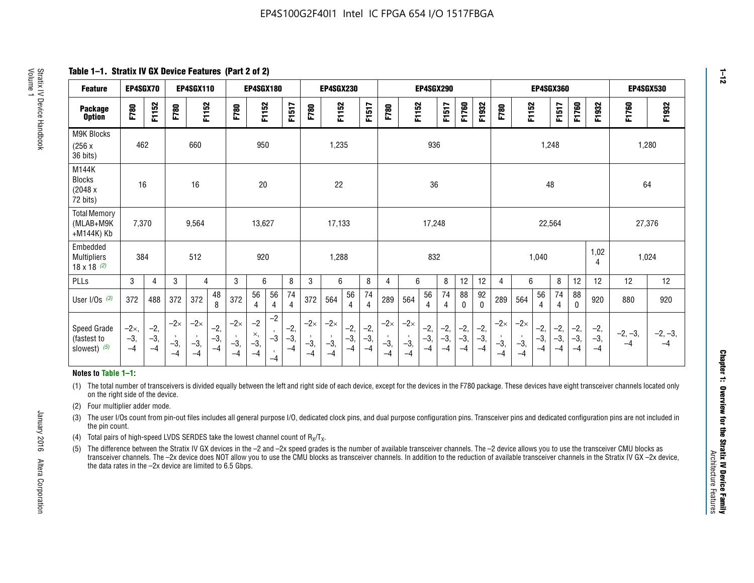## Table 1–1. Stratix IV GX Device Features (Part 2 of 2)

| Feature | EP4SGX70 | | EP4SGX110 | | | EP4SGX180 | | | | EP4SGX230 | | | | EP4SGX290 | | | | | | EP4SGX360 | | | | | | EP4SGX530 | |
|---|---|---|---|---|---|---|---|---|---|---|---|---|---|---|---|---|---|---|---|---|---|---|---|---|---|---|---|
| Package Option | F780 | F1152 | F780 | F1152 | | F780 | F1152 | | F1517 | F780 | F1152 | | F1517 | F780 | F1152 | | F1517 | F1760 | F1932 | F780 | F1152 | | F1517 | F1760 | F1932 | F1760 | F1932 |
| M9K Blocks (256 x 36 bits) | 462 | | 660 | | | 950 | | | | 1,235 | | | | 936 | | | | | | 1,248 | | | | | | 1,280 | |
| M144K Blocks (2048 x 72 bits) | 16 | | 16 | | | 20 | | | | 22 | | | | 36 | | | | | | 48 | | | | | | 64 | |
| Total Memory (MLAB+M9K +M144K) Kb | 7,370 | | 9,564 | | | 13,627 | | | | 17,133 | | | | 17,248 | | | | | | 22,564 | | | | | | 27,376 | |
| Embedded Multipliers 18 x 18 (2) | 384 | | 512 | | | 920 | | | | 1,288 | | | | 832 | | | | | | 1,040 | | | | | 1,024 | 1,024 | |
| PLLs | 3 | 4 | 3 | 4 | | 3 | 6 | | 8 | 3 | 6 | | 8 | 4 | 6 | | 8 | 12 | 12 | 4 | 6 | | 8 | 12 | 12 | 12 | 12 |
| User I/Os (3) | 372 | 488 | 372 | 372 | 488 | 372 | 564 | 564 | 744 | 372 | 564 | 564 | 744 | 289 | 564 | 564 | 744 | 880 | 920 | 289 | 564 | 564 | 744 | 880 | 920 | 880 | 920 |
| Speed Grade (fastest to slowest) (5) | –2×, –3, –4 | –2, –3, –4 | –2×, –3, –4 | –2×, –3, –4 | –2, –3, –4 | –2×, –3, –4 | –2×, –3, –4 | –2, –3, –4 | –2, –3, –4 | –2×, –3, –4 | –2×, –3, –4 | –2, –3, –4 | –2, –3, –4 | –2×, –3, –4 | –2×, –3, –4 | –2, –3, –4 | –2, –3, –4 | –2, –3, –4 | –2, –3, –4 | –2×, –3, –4 | –2×, –3, –4 | –2, –3, –4 | –2, –3, –4 | –2, –3, –4 | –2, –3, –4 | –2, –3, –4 | –2, –3, –4 |

**Notes to Table 1–1:**

(1) The total number of transceivers is divided equally between the left and right side of each device, except for the devices in the F780 package. These devices have eight transceiver channels located only on the right side of the device.

(2) Four multiplier adder mode.

(3) The user I/Os count from pin-out files includes all general purpose I/O, dedicated clock pins, and dual purpose configuration pins. Transceiver pins and dedicated configuration pins are not included in the pin count.

(4) Total pairs of high-speed LVDS SERDES take the lowest channel count of $R_X/T_X$.

(5) The difference between the Stratix IV GX devices in the –2 and –2x speed grades is the number of available transceiver channels. The –2 device allows you to use the transceiver CMU blocks as transceiver channels. The –2x device does NOT allow you to use the CMU blocks as transceiver channels. In addition to the reduction of available transceiver channels in the Stratix IV GX –2x device, the data rates in the –2x device are limited to 6.5 Gbps.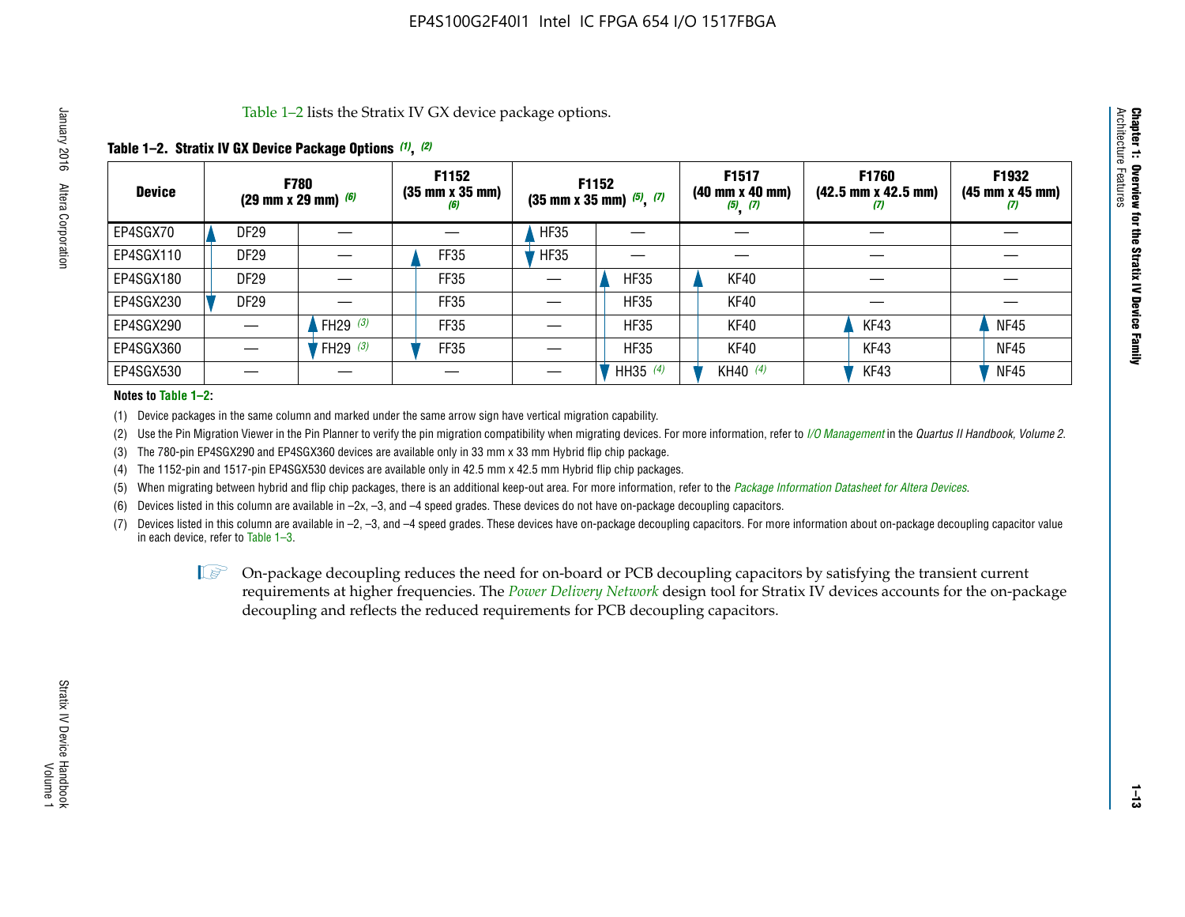Table 1–2 lists the Stratix IV GX device package options.

**Table 1–2. Stratix IV GX Device Package Options (1), (2)**

| Device | F780 (29 mm x 29 mm) (6) | | F1152 (35 mm x 35 mm) (6) | F1152 (35 mm x 35 mm) (5), (7) | | F1517 (40 mm x 40 mm) (5), (7) | F1760 (42.5 mm x 42.5 mm) (7) | F1932 (45 mm x 45 mm) (7) |
|---|---|---|---|---|---|---|---|---|
| EP4SGX70 | DF29 | — | — | HF35 | — | — | — | — |
| EP4SGX110 | DF29 | — | FF35 | HF35 | — | — | — | — |
| EP4SGX180 | DF29 | — | FF35 | — | HF35 | KF40 | — | — |
| EP4SGX230 | DF29 | — | FF35 | — | HF35 | KF40 | — | — |
| EP4SGX290 | — | FH29 (3) | FF35 | — | HF35 | KF40 | KF43 | NF45 |
| EP4SGX360 | — | FH29 (3) | FF35 | — | HF35 | KF40 | KF43 | NF45 |
| EP4SGX530 | — | — | — | — | HH35 (4) | KH40 (4) | KF43 | NF45 |

**Notes to Table 1–2:**

(1) Device packages in the same column and marked under the same arrow sign have vertical migration capability.

(2) Use the Pin Migration Viewer in the Pin Planner to verify the pin migration compatibility when migrating devices. For more information, refer to *I/O Management* in the *Quartus II Handbook, Volume 2*.

(3) The 780-pin EP4SGX290 and EP4SGX360 devices are available only in 33 mm x 33 mm Hybrid flip chip package.

(4) The 1152-pin and 1517-pin EP4SGX530 devices are available only in 42.5 mm x 42.5 mm Hybrid flip chip packages.

(5) When migrating between hybrid and flip chip packages, there is an additional keep-out area. For more information, refer to the *Package Information Datasheet for Altera Devices*.

(6) Devices listed in this column are available in –2x, –3, and –4 speed grades. These devices do not have on-package decoupling capacitors.

(7) Devices listed in this column are available in –2, –3, and –4 speed grades. These devices have on-package decoupling capacitors. For more information about on-package decoupling capacitor value in each device, refer to Table 1–3.

On-package decoupling reduces the need for on-board or PCB decoupling capacitors by satisfying the transient current requirements at higher frequencies. The *Power Delivery Network* design tool for Stratix IV devices accounts for the on-package decoupling and reflects the reduced requirements for PCB decoupling capacitors.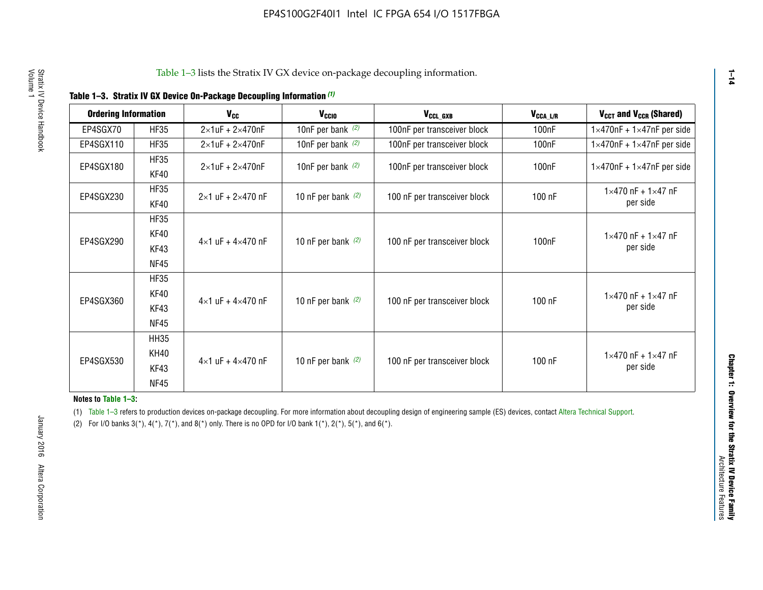Table 1–3 lists the Stratix IV GX device on-package decoupling information.

**Table 1–3. Stratix IV GX Device On-Package Decoupling Information** *(1)*

| Ordering Information | | $V_{CC}$ | $V_{CCIO}$ | $V_{CCL\_GXB}$ | $V_{CCA\_L/R}$ | $V_{CCT}$ and $V_{CCR}$ (Shared) |
|---|---|---|---|---|---|---|
| EP4SGX70 | HF35 | 2×1uF + 2×470nF | 10nF per bank *(2)* | 100nF per transceiver block | 100nF | 1×470nF + 1×47nF per side |
| EP4SGX110 | HF35 | 2×1uF + 2×470nF | 10nF per bank *(2)* | 100nF per transceiver block | 100nF | 1×470nF + 1×47nF per side |
| EP4SGX180 | HF35<br>KF40 | 2×1uF + 2×470nF | 10nF per bank *(2)* | 100nF per transceiver block | 100nF | 1×470nF + 1×47nF per side |
| EP4SGX230 | HF35<br>KF40 | 2×1 uF + 2×470 nF | 10 nF per bank *(2)* | 100 nF per transceiver block | 100 nF | 1×470 nF + 1×47 nF per side |
| EP4SGX290 | HF35<br>KF40<br>KF43<br>NF45 | 4×1 uF + 4×470 nF | 10 nF per bank *(2)* | 100 nF per transceiver block | 100nF | 1×470 nF + 1×47 nF per side |
| EP4SGX360 | HF35<br>KF40<br>KF43<br>NF45 | 4×1 uF + 4×470 nF | 10 nF per bank *(2)* | 100 nF per transceiver block | 100 nF | 1×470 nF + 1×47 nF per side |
| EP4SGX530 | HH35<br>KH40<br>KF43<br>NF45 | 4×1 uF + 4×470 nF | 10 nF per bank *(2)* | 100 nF per transceiver block | 100 nF | 1×470 nF + 1×47 nF per side |

**Notes to Table 1–3:**

(1) Table 1–3 refers to production devices on-package decoupling. For more information about decoupling design of engineering sample (ES) devices, contact Altera Technical Support.

(2) For I/O banks 3(*), 4(*), 7(*), and 8(*) only. There is no OPD for I/O bank 1(*), 2(*), 5(*), and 6(*).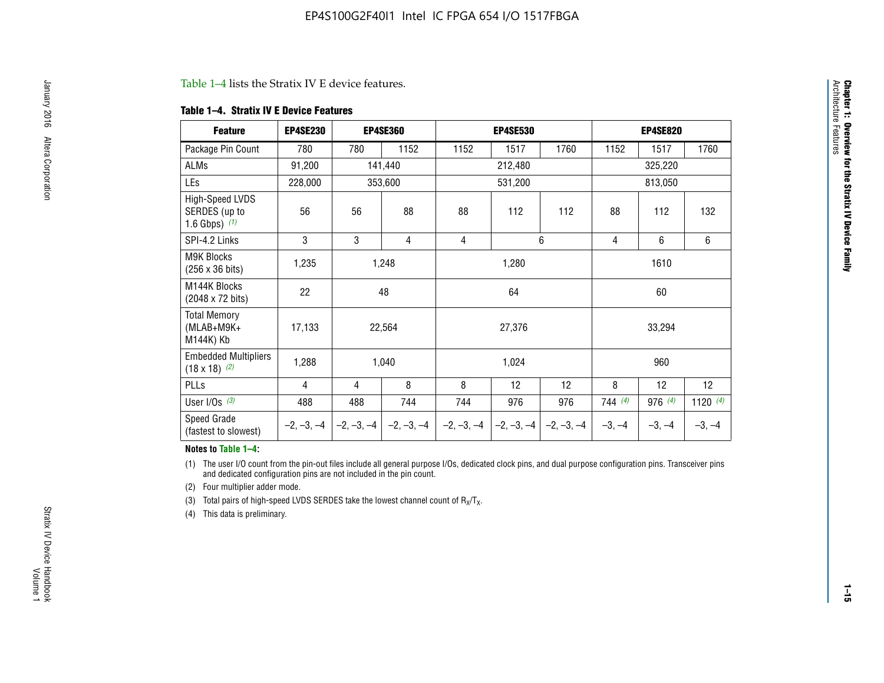Table 1–4 lists the Stratix IV E device features.

**Table 1–4. Stratix IV E Device Features**

| Feature | EP4SE230 | EP4SE360 | | EP4SE530 | | | EP4SE820 | | |
|---|---|---|---|---|---|---|---|---|---|
| Package Pin Count | 780 | 780 | 1152 | 1152 | 1517 | 1760 | 1152 | 1517 | 1760 |
| ALMs | 91,200 | 141,440 | | 212,480 | | | 325,220 | | |
| LEs | 228,000 | 353,600 | | 531,200 | | | 813,050 | | |
| High-Speed LVDS SERDES (up to 1.6 Gbps) *(1)* | 56 | 56 | 88 | 88 | 112 | 112 | 88 | 112 | 132 |
| SPI-4.2 Links | 3 | 3 | 4 | 4 | 6 | | 4 | 6 | 6 |
| M9K Blocks (256 x 36 bits) | 1,235 | 1,248 | | 1,280 | | | 1610 | | |
| M144K Blocks (2048 x 72 bits) | 22 | 48 | | 64 | | | 60 | | |
| Total Memory (MLAB+M9K+ M144K) Kb | 17,133 | 22,564 | | 27,376 | | | 33,294 | | |
| Embedded Multipliers (18 x 18) *(2)* | 1,288 | 1,040 | | 1,024 | | | 960 | | |
| PLLs | 4 | 4 | 8 | 8 | 12 | 12 | 8 | 12 | 12 |
| User I/Os *(3)* | 488 | 488 | 744 | 744 | 976 | 976 | 744 *(4)* | 976 *(4)* | 1120 *(4)* |
| Speed Grade (fastest to slowest) | –2, –3, –4 | –2, –3, –4 | –2, –3, –4 | –2, –3, –4 | –2, –3, –4 | –2, –3, –4 | –3, –4 | –3, –4 | –3, –4 |

**Notes to Table 1–4:**

(1) The user I/O count from the pin-out files include all general purpose I/Os, dedicated clock pins, and dual purpose configuration pins. Transceiver pins and dedicated configuration pins are not included in the pin count.

(2) Four multiplier adder mode.

(3) Total pairs of high-speed LVDS SERDES take the lowest channel count of $R_X/T_X$.

(4) This data is preliminary.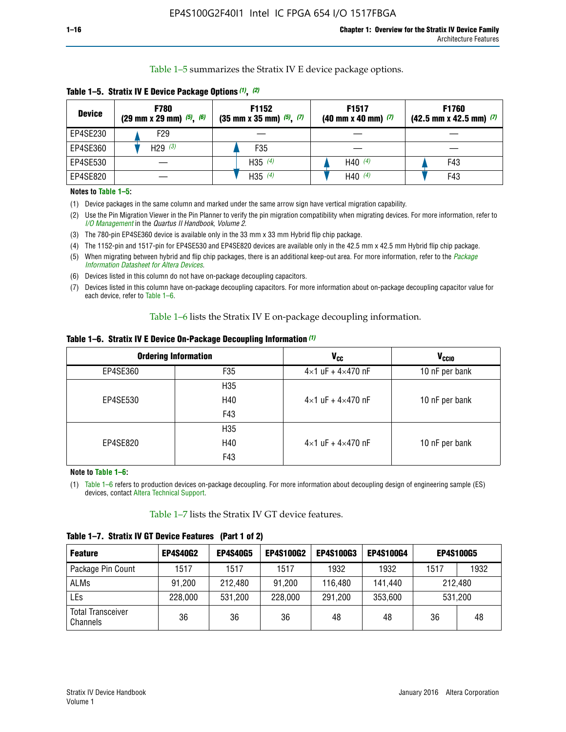Table 1–5 summarizes the Stratix IV E device package options.

**Table 1–5. Stratix IV E Device Package Options (1), (2)**

| Device | F780 (29 mm x 29 mm) (5), (6) | F1152 (35 mm x 35 mm) (5), (7) | F1517 (40 mm x 40 mm) (7) | F1760 (42.5 mm x 42.5 mm) (7) |
|---|---|---|---|---|
| EP4SE230 | F29 | — | — | — |
| EP4SE360 | H29 (3) | F35 | — | — |
| EP4SE530 | — | H35 (4) | H40 (4) | F43 |
| EP4SE820 | — | H35 (4) | H40 (4) | F43 |

**Notes to Table 1–5:**

(1) Device packages in the same column and marked under the same arrow sign have vertical migration capability.

(2) Use the Pin Migration Viewer in the Pin Planner to verify the pin migration compatibility when migrating devices. For more information, refer to *I/O Management* in the *Quartus II Handbook, Volume 2*.

(3) The 780-pin EP4SE360 device is available only in the 33 mm x 33 mm Hybrid flip chip package.

(4) The 1152-pin and 1517-pin for EP4SE530 and EP4SE820 devices are available only in the 42.5 mm x 42.5 mm Hybrid flip chip package.

(5) When migrating between hybrid and flip chip packages, there is an additional keep-out area. For more information, refer to the *Package Information Datasheet for Altera Devices*.

(6) Devices listed in this column do not have on-package decoupling capacitors.

(7) Devices listed in this column have on-package decoupling capacitors. For more information about on-package decoupling capacitor value for each device, refer to Table 1–6.

Table 1–6 lists the Stratix IV E on-package decoupling information.

**Table 1–6. Stratix IV E Device On-Package Decoupling Information (1)**

| Ordering Information | | $V_{CC}$ | $V_{CCIO}$ |
|---|---|---|---|
| EP4SE360 | F35 | 4×1 uF + 4×470 nF | 10 nF per bank |
| EP4SE530 | H35<br>H40<br>F43 | 4×1 uF + 4×470 nF | 10 nF per bank |
| EP4SE820 | H35<br>H40<br>F43 | 4×1 uF + 4×470 nF | 10 nF per bank |

**Note to Table 1–6:**

(1) Table 1–6 refers to production devices on-package decoupling. For more information about decoupling design of engineering sample (ES) devices, contact Altera Technical Support.

Table 1–7 lists the Stratix IV GT device features.

**Table 1–7. Stratix IV GT Device Features (Part 1 of 2)**

| Feature | EP4S40G2 | EP4S40G5 | EP4S100G2 | EP4S100G3 | EP4S100G4 | EP4S100G5 | |
|---|---|---|---|---|---|---|---|
| Package Pin Count | 1517 | 1517 | 1517 | 1932 | 1932 | 1517 | 1932 |
| ALMs | 91,200 | 212,480 | 91,200 | 116,480 | 141,440 | 212,480 | |
| LEs | 228,000 | 531,200 | 228,000 | 291,200 | 353,600 | 531,200 | |
| Total Transceiver Channels | 36 | 36 | 36 | 48 | 48 | 36 | 48 |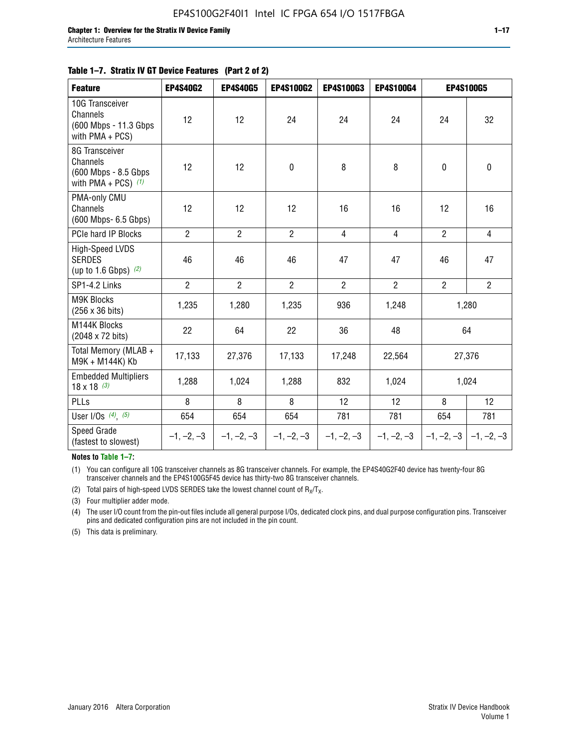**Table 1–7. Stratix IV GT Device Features (Part 2 of 2)**

| Feature | EP4S40G2 | EP4S40G5 | EP4S100G2 | EP4S100G3 | EP4S100G4 | EP4S100G5 | |
|---|---|---|---|---|---|---|---|
| 10G Transceiver Channels (600 Mbps - 11.3 Gbps with PMA + PCS) | 12 | 12 | 24 | 24 | 24 | 24 | 32 |
| 8G Transceiver Channels (600 Mbps - 8.5 Gbps with PMA + PCS) *(1)* | 12 | 12 | 0 | 8 | 8 | 0 | 0 |
| PMA-only CMU Channels (600 Mbps- 6.5 Gbps) | 12 | 12 | 12 | 16 | 16 | 12 | 16 |
| PCIe hard IP Blocks | 2 | 2 | 2 | 4 | 4 | 2 | 4 |
| High-Speed LVDS SERDES (up to 1.6 Gbps) *(2)* | 46 | 46 | 46 | 47 | 47 | 46 | 47 |
| SP1-4.2 Links | 2 | 2 | 2 | 2 | 2 | 2 | 2 |
| M9K Blocks (256 x 36 bits) | 1,235 | 1,280 | 1,235 | 936 | 1,248 | 1,280 | |
| M144K Blocks (2048 x 72 bits) | 22 | 64 | 22 | 36 | 48 | 64 | |
| Total Memory (MLAB + M9K + M144K) Kb | 17,133 | 27,376 | 17,133 | 17,248 | 22,564 | 27,376 | |
| Embedded Multipliers 18 x 18 *(3)* | 1,288 | 1,024 | 1,288 | 832 | 1,024 | 1,024 | |
| PLLs | 8 | 8 | 8 | 12 | 12 | 8 | 12 |
| User I/Os *(4)*, *(5)* | 654 | 654 | 654 | 781 | 781 | 654 | 781 |
| Speed Grade (fastest to slowest) | –1, –2, –3 | –1, –2, –3 | –1, –2, –3 | –1, –2, –3 | –1, –2, –3 | –1, –2, –3 | –1, –2, –3 |

**Notes to Table 1–7:**

(1) You can configure all 10G transceiver channels as 8G transceiver channels. For example, the EP4S40G2F40 device has twenty-four 8G transceiver channels and the EP4S100G5F45 device has thirty-two 8G transceiver channels.

(2) Total pairs of high-speed LVDS SERDES take the lowest channel count of $R_X/T_X$.

(3) Four multiplier adder mode.

(4) The user I/O count from the pin-out files include all general purpose I/Os, dedicated clock pins, and dual purpose configuration pins. Transceiver pins and dedicated configuration pins are not included in the pin count.

(5) This data is preliminary.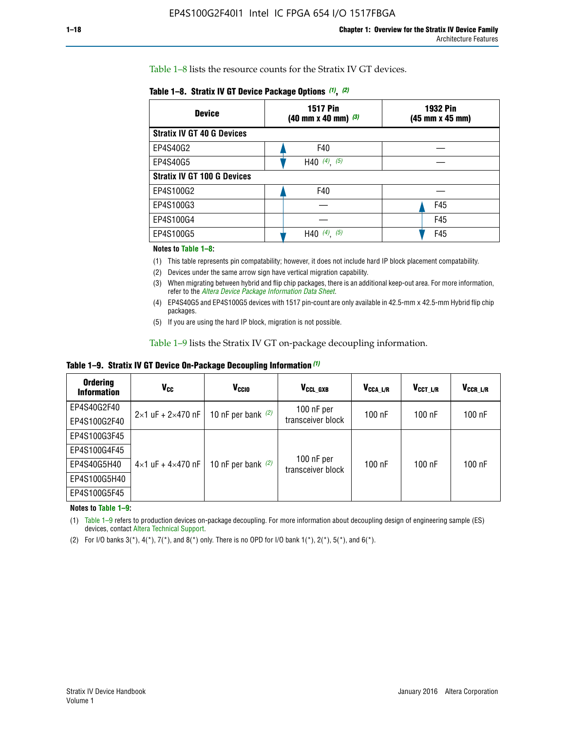Table 1–8 lists the resource counts for the Stratix IV GT devices.

**Table 1–8. Stratix IV GT Device Package Options (1), (2)**

| Device | 1517 Pin (40 mm x 40 mm) (3) | 1932 Pin (45 mm x 45 mm) |
|---|---|---|
| **Stratix IV GT 40 G Devices** | | |
| EP4S40G2 | F40 | — |
| EP4S40G5 | H40 (4), (5) | — |
| **Stratix IV GT 100 G Devices** | | |
| EP4S100G2 | F40 | — |
| EP4S100G3 | — | F45 |
| EP4S100G4 | — | F45 |
| EP4S100G5 | H40 (4), (5) | F45 |

**Notes to Table 1–8:**

(1) This table represents pin compatability; however, it does not include hard IP block placement compatability.

(2) Devices under the same arrow sign have vertical migration capability.

(3) When migrating between hybrid and flip chip packages, there is an additional keep-out area. For more information, refer to the *Altera Device Package Information Data Sheet*.

(4) EP4S40G5 and EP4S100G5 devices with 1517 pin-count are only available in 42.5-mm x 42.5-mm Hybrid flip chip packages.

(5) If you are using the hard IP block, migration is not possible.

Table 1–9 lists the Stratix IV GT on-package decoupling information.

**Table 1–9. Stratix IV GT Device On-Package Decoupling Information (1)**

| Ordering Information | $V_{CC}$ | $V_{CCIO}$ | $V_{CCL\_GXB}$ | $V_{CCA\_L/R}$ | $V_{CCT\_L/R}$ | $V_{CCR\_L/R}$ |
|---|---|---|---|---|---|---|
| EP4S40G2F40 | 2×1 uF + 2×470 nF | 10 nF per bank (2) | 100 nF per transceiver block | 100 nF | 100 nF | 100 nF |
| EP4S100G2F40 | | | | | | |
| EP4S100G3F45 | 4×1 uF + 4×470 nF | 10 nF per bank (2) | 100 nF per transceiver block | 100 nF | 100 nF | 100 nF |
| EP4S100G4F45 | | | | | | |
| EP4S40G5H40 | | | | | | |
| EP4S100G5H40 | | | | | | |
| EP4S100G5F45 | | | | | | |

**Notes to Table 1–9:**

(1) Table 1–9 refers to production devices on-package decoupling. For more information about decoupling design of engineering sample (ES) devices, contact Altera Technical Support.

(2) For I/O banks 3(*), 4(*), 7(*), and 8(*) only. There is no OPD for I/O bank 1(*), 2(*), 5(*), and 6(*).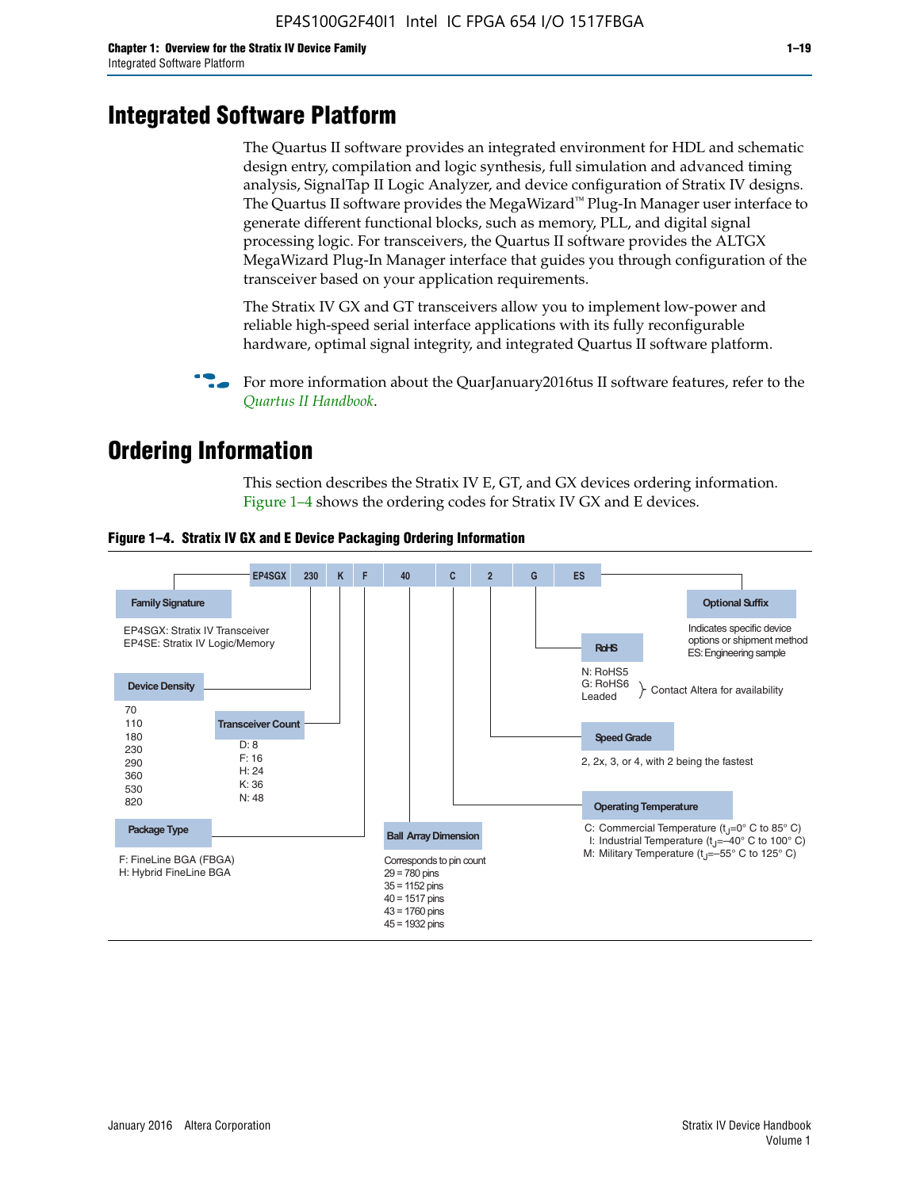# Integrated Software Platform

The Quartus II software provides an integrated environment for HDL and schematic design entry, compilation and logic synthesis, full simulation and advanced timing analysis, SignalTap II Logic Analyzer, and device configuration of Stratix IV designs. The Quartus II software provides the MegaWizard™ Plug-In Manager user interface to generate different functional blocks, such as memory, PLL, and digital signal processing logic. For transceivers, the Quartus II software provides the ALTGX MegaWizard Plug-In Manager interface that guides you through configuration of the transceiver based on your application requirements.

The Stratix IV GX and GT transceivers allow you to implement low-power and reliable high-speed serial interface applications with its fully reconfigurable hardware, optimal signal integrity, and integrated Quartus II software platform.

For more information about the QuarJanuary2016tus II software features, refer to the *Quartus II Handbook*.

# Ordering Information

This section describes the Stratix IV E, GT, and GX devices ordering information. Figure 1–4 shows the ordering codes for Stratix IV GX and E devices.

**Figure 1–4. Stratix IV GX and E Device Packaging Ordering Information**

| EP4SGX | 230 | K | F | 40 | C | 2 | G | ES |
|---|---|---|---|---|---|---|---|---|

**Family Signature**
- EP4SGX: Stratix IV Transceiver
- EP4SE: Stratix IV Logic/Memory

**Device Density**
- 70
- 110
- 180
- 230
- 290
- 360
- 530
- 820

**Transceiver Count**
- D: 8
- F: 16
- H: 24
- K: 36
- N: 48

**Package Type**
- F: FineLine BGA (FBGA)
- H: Hybrid FineLine BGA

**Ball Array Dimension**

Corresponds to pin count
- 29 = 780 pins
- 35 = 1152 pins
- 40 = 1517 pins
- 43 = 1760 pins
- 45 = 1932 pins

**Operating Temperature**
- C: Commercial Temperature ($t_J$=0° C to 85° C)
- I: Industrial Temperature ($t_J$=–40° C to 100° C)
- M: Military Temperature ($t_J$=–55° C to 125° C)

**Speed Grade**

2, 2x, 3, or 4, with 2 being the fastest

**RoHS**
- N: RoHS5
- G: RoHS6
- Leaded

} Contact Altera for availability

**Optional Suffix**

Indicates specific device options or shipment method
ES: Engineering sample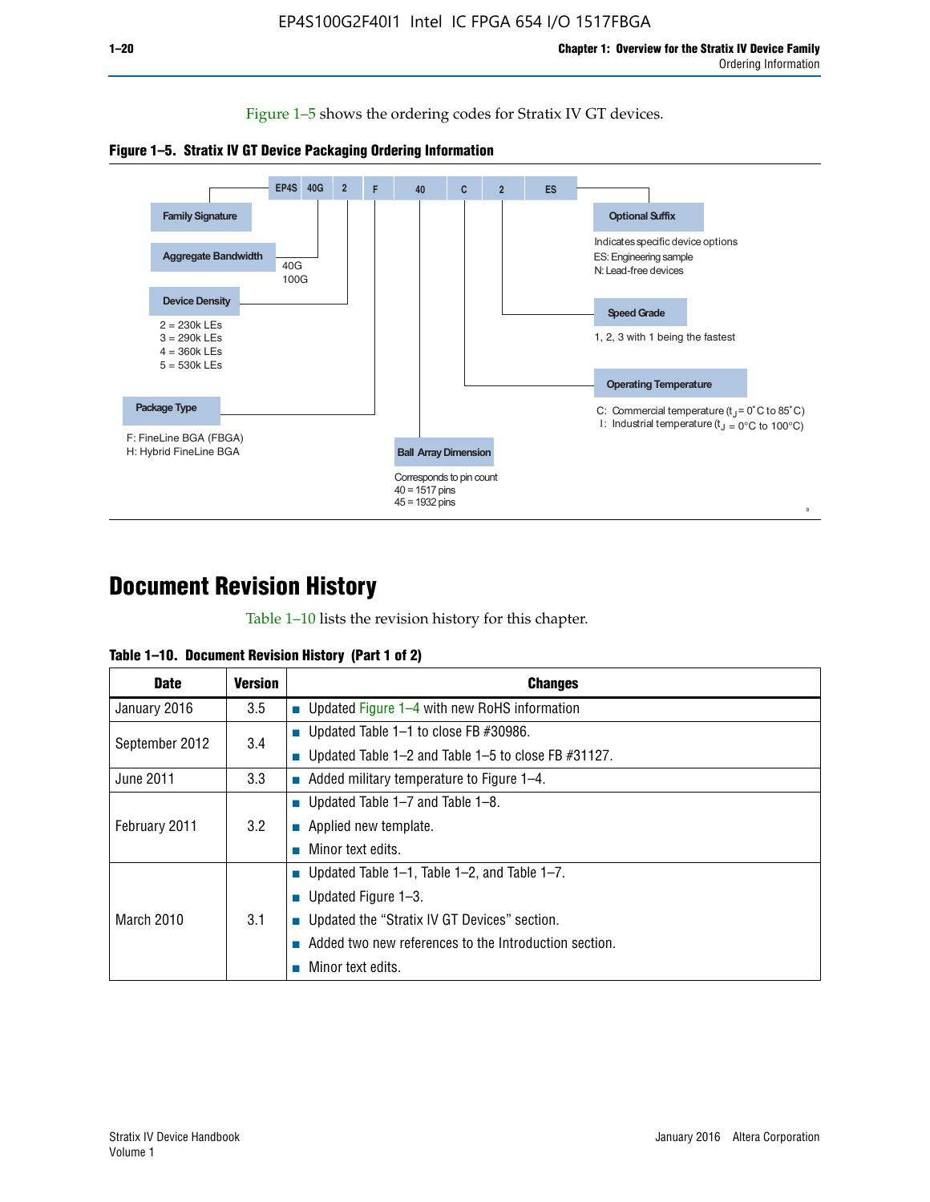Figure 1–5 shows the ordering codes for Stratix IV GT devices.

**Figure 1–5. Stratix IV GT Device Packaging Ordering Information**

EP4S | 40G | 2 | F | 40 | C | 2 | ES

- **Family Signature**: EP4S
- **Aggregate Bandwidth**: 40G, 100G
- **Device Density**:
  - 2 = 230k LEs
  - 3 = 290k LEs
  - 4 = 360k LEs
  - 5 = 530k LEs
- **Package Type**:
  - F: FineLine BGA (FBGA)
  - H: Hybrid FineLine BGA
- **Ball Array Dimension**: Corresponds to pin count
  - 40 = 1517 pins
  - 45 = 1932 pins
- **Operating Temperature**:
  - C: Commercial temperature ($t_J$ = 0˚C to 85˚C)
  - I: Industrial temperature ($t_J$ = 0°C to 100°C)
- **Speed Grade**: 1, 2, 3 with 1 being the fastest
- **Optional Suffix**: Indicates specific device options
  - ES: Engineering sample
  - N: Lead-free devices

# Document Revision History

Table 1–10 lists the revision history for this chapter.

**Table 1–10. Document Revision History (Part 1 of 2)**

| Date | Version | Changes |
|---|---|---|
| January 2016 | 3.5 | ■ Updated Figure 1–4 with new RoHS information |
| September 2012 | 3.4 | ■ Updated Table 1–1 to close FB #30986.<br>■ Updated Table 1–2 and Table 1–5 to close FB #31127. |
| June 2011 | 3.3 | ■ Added military temperature to Figure 1–4. |
| February 2011 | 3.2 | ■ Updated Table 1–7 and Table 1–8.<br>■ Applied new template.<br>■ Minor text edits. |
| March 2010 | 3.1 | ■ Updated Table 1–1, Table 1–2, and Table 1–7.<br>■ Updated Figure 1–3.<br>■ Updated the “Stratix IV GT Devices” section.<br>■ Added two new references to the Introduction section.<br>■ Minor text edits. |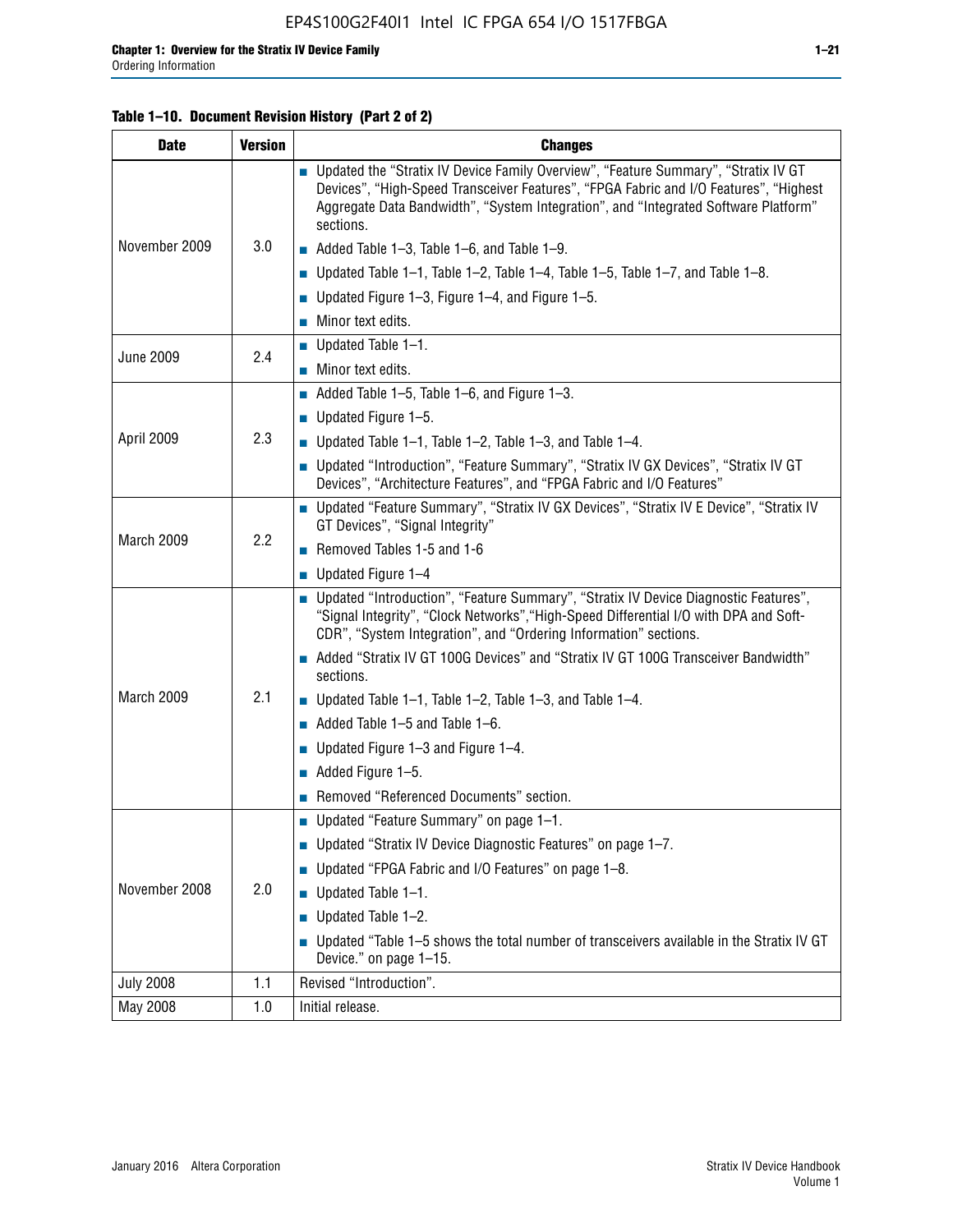**Table 1–10. Document Revision History (Part 2 of 2)**

| Date | Version | Changes |
|---|---|---|
| November 2009 | 3.0 | ■ Updated the "Stratix IV Device Family Overview", "Feature Summary", "Stratix IV GT Devices", "High-Speed Transceiver Features", "FPGA Fabric and I/O Features", "Highest Aggregate Data Bandwidth", "System Integration", and "Integrated Software Platform" sections.<br>■ Added Table 1–3, Table 1–6, and Table 1–9.<br>■ Updated Table 1–1, Table 1–2, Table 1–4, Table 1–5, Table 1–7, and Table 1–8.<br>■ Updated Figure 1–3, Figure 1–4, and Figure 1–5.<br>■ Minor text edits. |
| June 2009 | 2.4 | ■ Updated Table 1–1.<br>■ Minor text edits. |
| April 2009 | 2.3 | ■ Added Table 1–5, Table 1–6, and Figure 1–3.<br>■ Updated Figure 1–5.<br>■ Updated Table 1–1, Table 1–2, Table 1–3, and Table 1–4.<br>■ Updated "Introduction", "Feature Summary", "Stratix IV GX Devices", "Stratix IV GT Devices", "Architecture Features", and "FPGA Fabric and I/O Features" |
| March 2009 | 2.2 | ■ Updated "Feature Summary", "Stratix IV GX Devices", "Stratix IV E Device", "Stratix IV GT Devices", "Signal Integrity"<br>■ Removed Tables 1-5 and 1-6<br>■ Updated Figure 1–4 |
| March 2009 | 2.1 | ■ Updated "Introduction", "Feature Summary", "Stratix IV Device Diagnostic Features", "Signal Integrity", "Clock Networks","High-Speed Differential I/O with DPA and Soft-CDR", "System Integration", and "Ordering Information" sections.<br>■ Added "Stratix IV GT 100G Devices" and "Stratix IV GT 100G Transceiver Bandwidth" sections.<br>■ Updated Table 1–1, Table 1–2, Table 1–3, and Table 1–4.<br>■ Added Table 1–5 and Table 1–6.<br>■ Updated Figure 1–3 and Figure 1–4.<br>■ Added Figure 1–5.<br>■ Removed "Referenced Documents" section. |
| November 2008 | 2.0 | ■ Updated "Feature Summary" on page 1–1.<br>■ Updated "Stratix IV Device Diagnostic Features" on page 1–7.<br>■ Updated "FPGA Fabric and I/O Features" on page 1–8.<br>■ Updated Table 1–1.<br>■ Updated Table 1–2.<br>■ Updated "Table 1–5 shows the total number of transceivers available in the Stratix IV GT Device." on page 1–15. |
| July 2008 | 1.1 | Revised "Introduction". |
| May 2008 | 1.0 | Initial release. |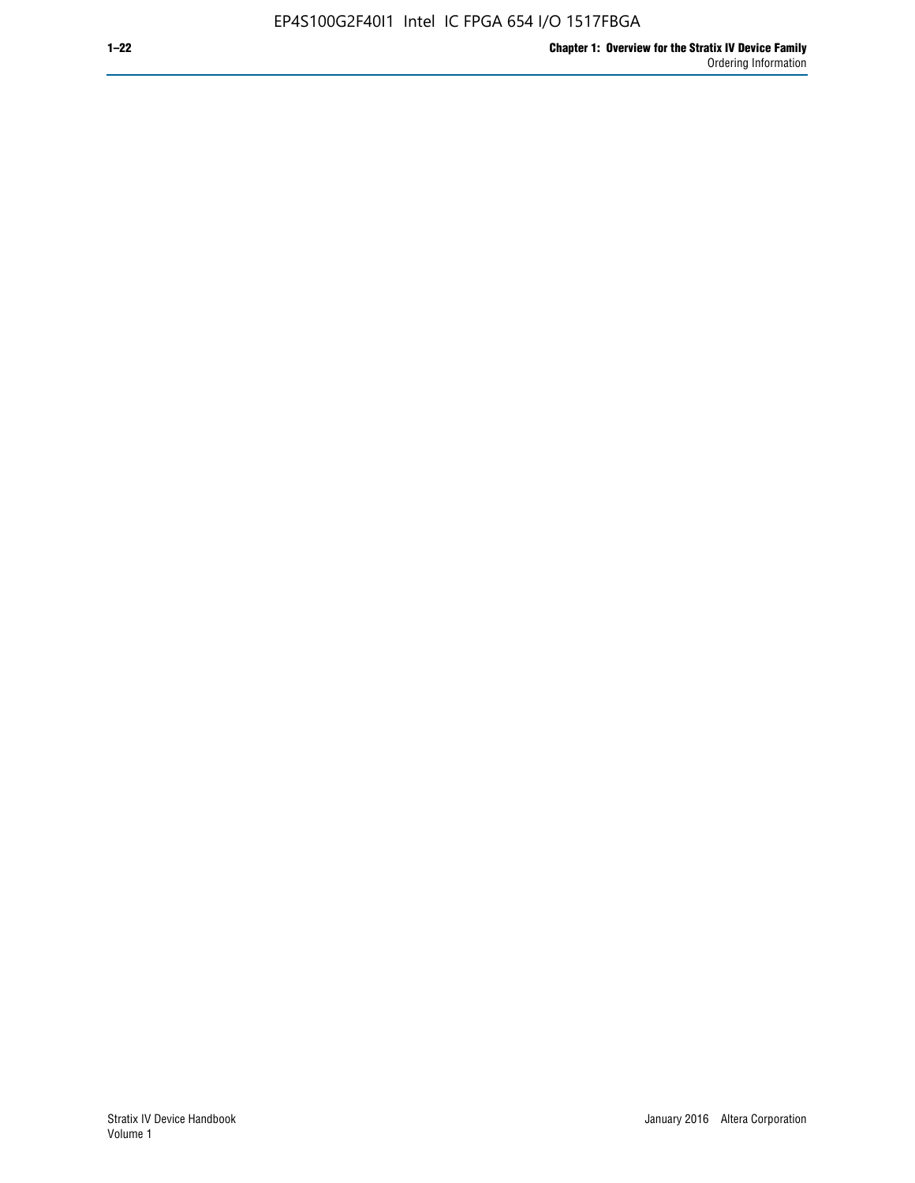EP4S100G2F40I1 Intel IC FPGA 654 I/O 1517FBGA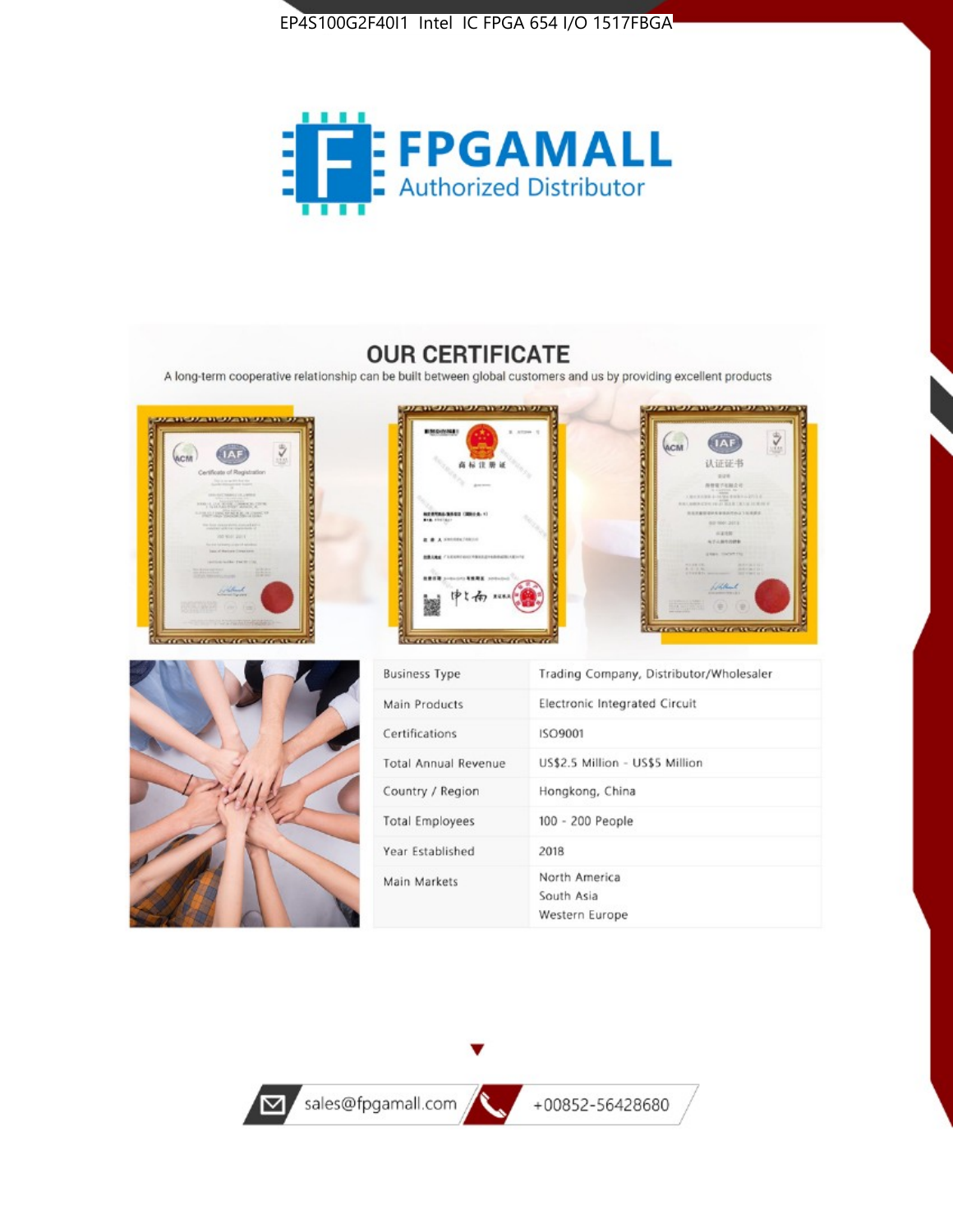FPGAMALL

Authorized Distributor

# OUR CERTIFICATE

A long-term cooperative relationship can be built between global customers and us by providing excellent products

| | |
|---|---|
| Business Type | Trading Company, Distributor/Wholesaler |
| Main Products | Electronic Integrated Circuit |
| Certifications | ISO9001 |
| Total Annual Revenue | US$2.5 Million - US$5 Million |
| Country / Region | Hongkong, China |
| Total Employees | 100 - 200 People |
| Year Established | 2018 |
| Main Markets | North America<br>South Asia<br>Western Europe |

sales@fpgamall.com

+00852-56428680